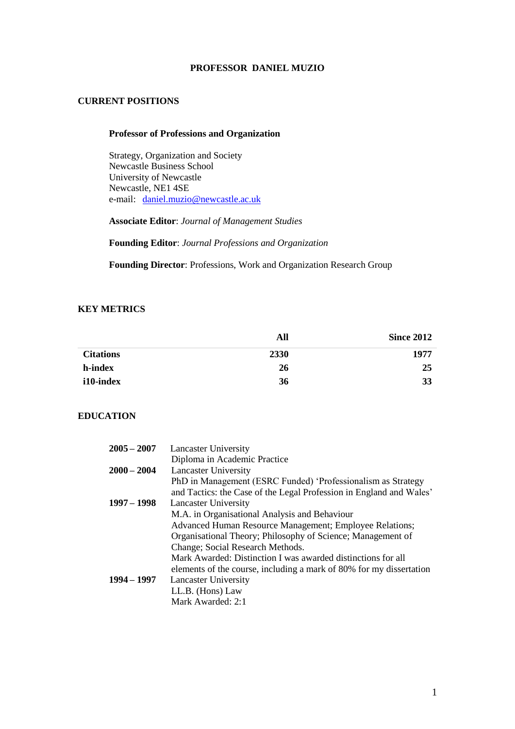# PROFESSOR DANIEL MUZIO

## CURRENT POSITIONS

**Professor of Professions and Organization**

Strategy, Organization and Society
Newcastle Business School
University of Newcastle
Newcastle, NE1 4SE
e-mail: daniel.muzio@newcastle.ac.uk

**Associate Editor**: *Journal of Management Studies*

**Founding Editor**: *Journal Professions and Organization*

**Founding Director**: Professions, Work and Organization Research Group

## KEY METRICS

| | All | Since 2012 |
|---|---|---|
| **Citations** | **2330** | **1977** |
| **h-index** | **26** | **25** |
| **i10-index** | **36** | **33** |

## EDUCATION

**2005 – 2007** Lancaster University
Diploma in Academic Practice

**2000 – 2004** Lancaster University
PhD in Management (ESRC Funded) 'Professionalism as Strategy and Tactics: the Case of the Legal Profession in England and Wales'

**1997 – 1998** Lancaster University
M.A. in Organisational Analysis and Behaviour
Advanced Human Resource Management; Employee Relations; Organisational Theory; Philosophy of Science; Management of Change; Social Research Methods.
Mark Awarded: Distinction I was awarded distinctions for all elements of the course, including a mark of 80% for my dissertation

**1994 – 1997** Lancaster University
LL.B. (Hons) Law
Mark Awarded: 2:1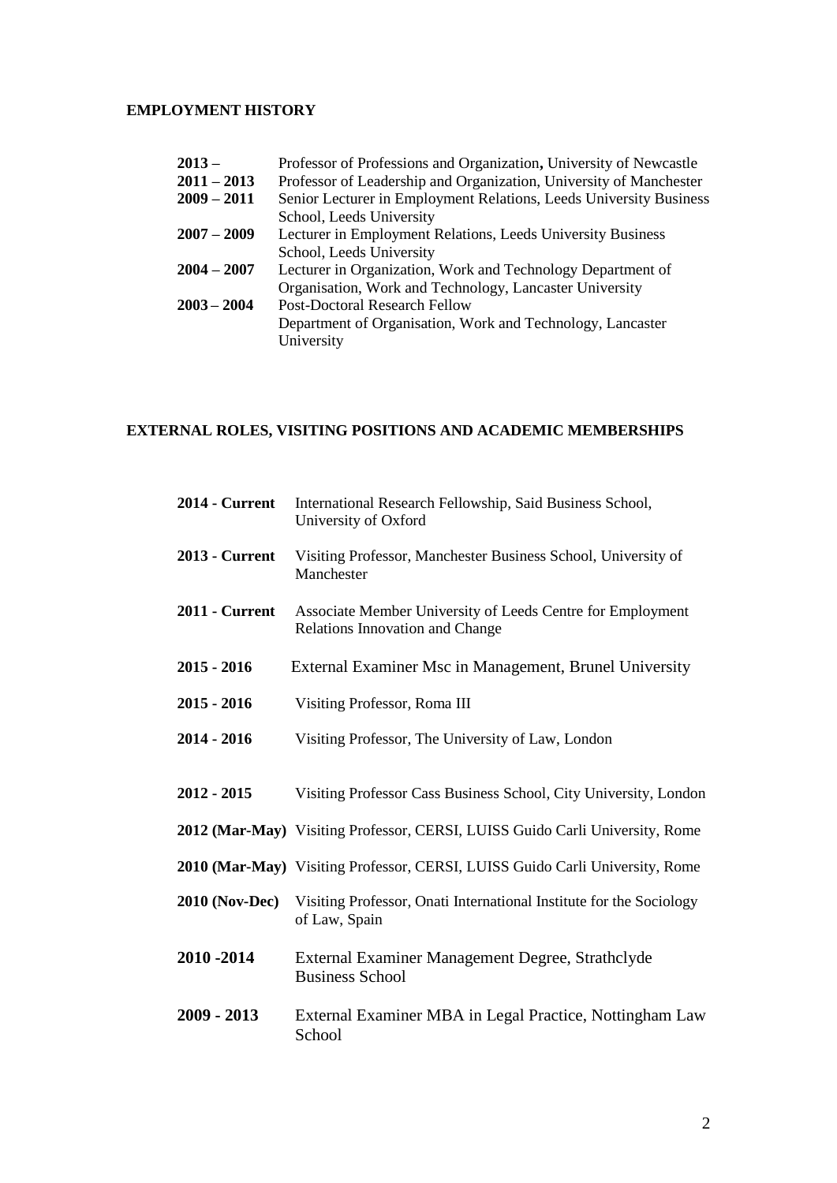## EMPLOYMENT HISTORY

| | |
|---|---|
| **2013 –** | Professor of Professions and Organization**,** University of Newcastle |
| **2011 – 2013** | Professor of Leadership and Organization, University of Manchester |
| **2009 – 2011** | Senior Lecturer in Employment Relations, Leeds University Business School, Leeds University |
| **2007 – 2009** | Lecturer in Employment Relations, Leeds University Business School, Leeds University |
| **2004 – 2007** | Lecturer in Organization, Work and Technology Department of Organisation, Work and Technology, Lancaster University |
| **2003 – 2004** | Post-Doctoral Research Fellow Department of Organisation, Work and Technology, Lancaster University |

## EXTERNAL ROLES, VISITING POSITIONS AND ACADEMIC MEMBERSHIPS

| | |
|---|---|
| **2014 - Current** | International Research Fellowship, Said Business School, University of Oxford |
| **2013 - Current** | Visiting Professor, Manchester Business School, University of Manchester |
| **2011 - Current** | Associate Member University of Leeds Centre for Employment Relations Innovation and Change |
| **2015 - 2016** | External Examiner Msc in Management, Brunel University |
| **2015 - 2016** | Visiting Professor, Roma III |
| **2014 - 2016** | Visiting Professor, The University of Law, London |
| **2012 - 2015** | Visiting Professor Cass Business School, City University, London |
| **2012 (Mar-May)** | Visiting Professor, CERSI, LUISS Guido Carli University, Rome |
| **2010 (Mar-May)** | Visiting Professor, CERSI, LUISS Guido Carli University, Rome |
| **2010 (Nov-Dec)** | Visiting Professor, Onati International Institute for the Sociology of Law, Spain |
| **2010 -2014** | External Examiner Management Degree, Strathclyde Business School |
| **2009 - 2013** | External Examiner MBA in Legal Practice, Nottingham Law School |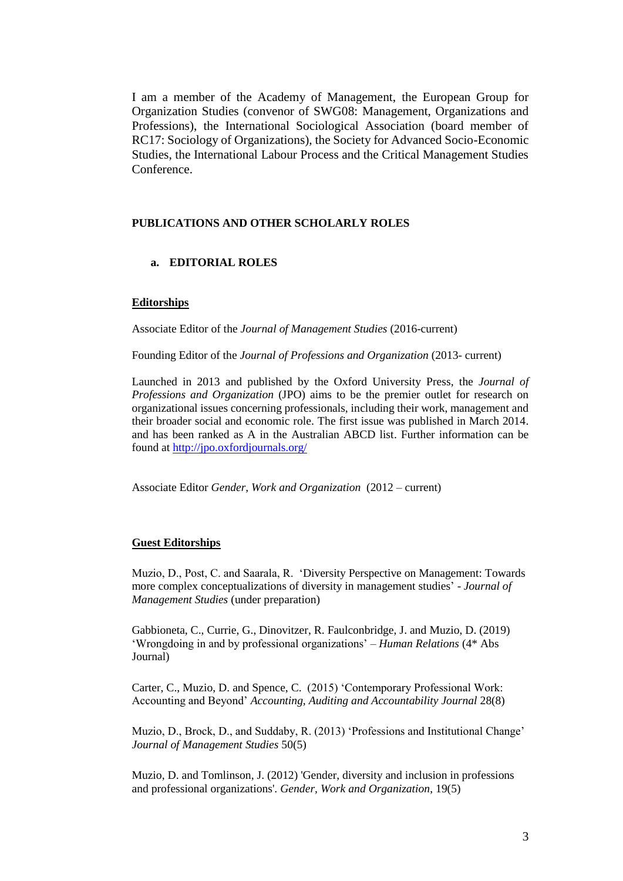I am a member of the Academy of Management, the European Group for Organization Studies (convenor of SWG08: Management, Organizations and Professions), the International Sociological Association (board member of RC17: Sociology of Organizations), the Society for Advanced Socio-Economic Studies, the International Labour Process and the Critical Management Studies Conference.

## PUBLICATIONS AND OTHER SCHOLARLY ROLES

### a. EDITORIAL ROLES

**Editorships**

Associate Editor of the *Journal of Management Studies* (2016-current)

Founding Editor of the *Journal of Professions and Organization* (2013- current)

Launched in 2013 and published by the Oxford University Press, the *Journal of Professions and Organization* (JPO) aims to be the premier outlet for research on organizational issues concerning professionals, including their work, management and their broader social and economic role. The first issue was published in March 2014. and has been ranked as A in the Australian ABCD list. Further information can be found at [http://jpo.oxfordjournals.org/](http://jpo.oxfordjournals.org/)

Associate Editor *Gender, Work and Organization* (2012 – current)

**Guest Editorships**

Muzio, D., Post, C. and Saarala, R. 'Diversity Perspective on Management: Towards more complex conceptualizations of diversity in management studies' - *Journal of Management Studies* (under preparation)

Gabbioneta, C., Currie, G., Dinovitzer, R. Faulconbridge, J. and Muzio, D. (2019) 'Wrongdoing in and by professional organizations' – *Human Relations* (4* Abs Journal)

Carter, C., Muzio, D. and Spence, C. (2015) 'Contemporary Professional Work: Accounting and Beyond' *Accounting, Auditing and Accountability Journal* 28(8)

Muzio, D., Brock, D., and Suddaby, R. (2013) 'Professions and Institutional Change' *Journal of Management Studies* 50(5)

Muzio, D. and Tomlinson, J. (2012) 'Gender, diversity and inclusion in professions and professional organizations'. *Gender, Work and Organization*, 19(5)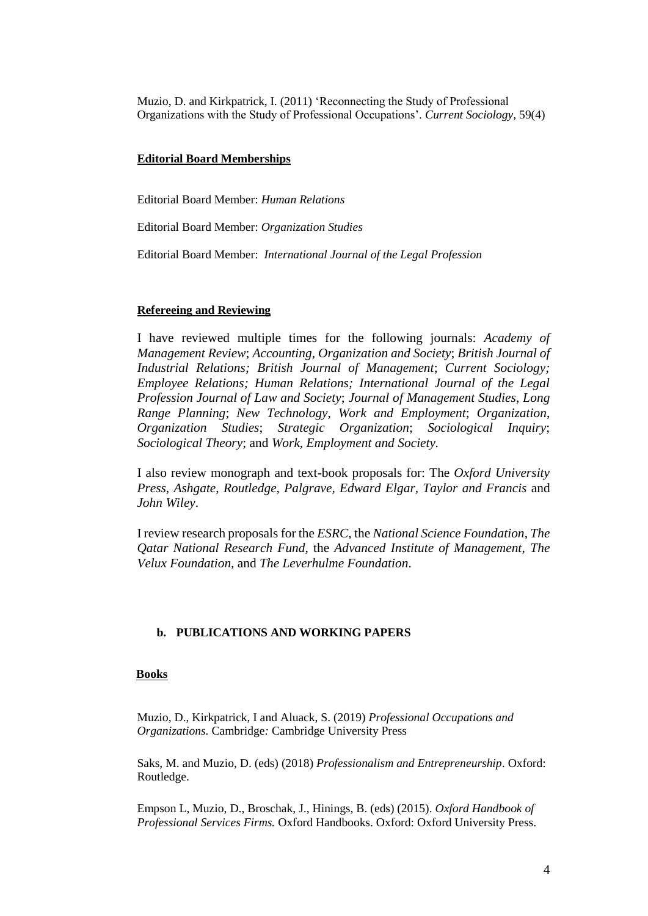Muzio, D. and Kirkpatrick, I. (2011) 'Reconnecting the Study of Professional Organizations with the Study of Professional Occupations'. *Current Sociology*, 59(4)

**Editorial Board Memberships**

Editorial Board Member: *Human Relations*

Editorial Board Member: *Organization Studies*

Editorial Board Member: *International Journal of the Legal Profession*

**Refereeing and Reviewing**

I have reviewed multiple times for the following journals: *Academy of Management Review*; *Accounting, Organization and Society*; *British Journal of Industrial Relations; British Journal of Management*; *Current Sociology; Employee Relations; Human Relations; International Journal of the Legal Profession Journal of Law and Society*; *Journal of Management Studies*, *Long Range Planning*; *New Technology, Work and Employment*; *Organization*, *Organization Studies*; *Strategic Organization*; *Sociological Inquiry*; *Sociological Theory*; and *Work, Employment and Society.*

I also review monograph and text-book proposals for: The *Oxford University Press*, *Ashgate*, *Routledge*, *Palgrave, Edward Elgar, Taylor and Francis* and *John Wiley*.

I review research proposals for the *ESRC,* the *National Science Foundation*, *The Qatar National Research Fund,* the *Advanced Institute of Management, The Velux Foundation,* and *The Leverhulme Foundation*.

## b. PUBLICATIONS AND WORKING PAPERS

**Books**

Muzio, D., Kirkpatrick, I and Aluack, S. (2019) *Professional Occupations and Organizations.* Cambridge*:* Cambridge University Press

Saks, M. and Muzio, D. (eds) (2018) *Professionalism and Entrepreneurship*. Oxford: Routledge.

Empson L, Muzio, D., Broschak, J., Hinings, B. (eds) (2015). *Oxford Handbook of Professional Services Firms.* Oxford Handbooks. Oxford: Oxford University Press.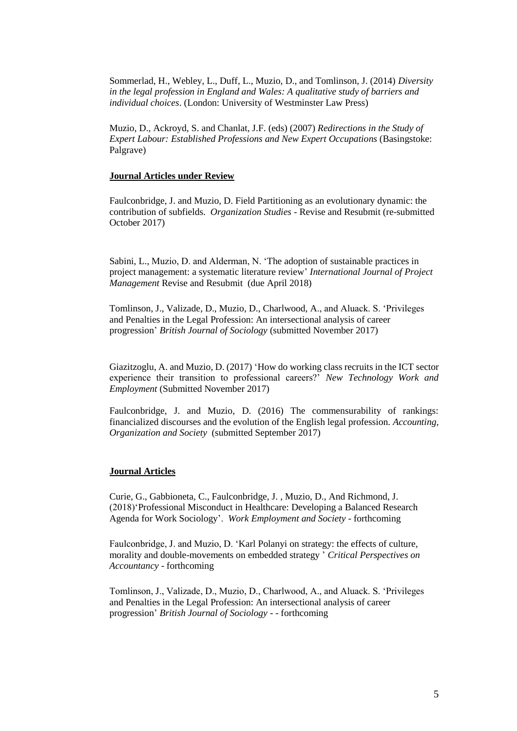Sommerlad, H., Webley, L., Duff, L., Muzio, D., and Tomlinson, J. (2014) *Diversity in the legal profession in England and Wales: A qualitative study of barriers and individual choices*. (London: University of Westminster Law Press)

Muzio, D., Ackroyd, S. and Chanlat, J.F. (eds) (2007) *Redirections in the Study of Expert Labour: Established Professions and New Expert Occupations* (Basingstoke: Palgrave)

**Journal Articles under Review**

Faulconbridge, J. and Muzio, D. Field Partitioning as an evolutionary dynamic: the contribution of subfields. *Organization Studies* - Revise and Resubmit (re-submitted October 2017)

Sabini, L., Muzio, D. and Alderman, N. 'The adoption of sustainable practices in project management: a systematic literature review' *International Journal of Project Management* Revise and Resubmit (due April 2018)

Tomlinson, J., Valizade, D., Muzio, D., Charlwood, A., and Aluack. S. 'Privileges and Penalties in the Legal Profession: An intersectional analysis of career progression' *British Journal of Sociology* (submitted November 2017)

Giazitzoglu, A. and Muzio, D. (2017) 'How do working class recruits in the ICT sector experience their transition to professional careers?' *New Technology Work and Employment* (Submitted November 2017)

Faulconbridge, J. and Muzio, D. (2016) The commensurability of rankings: financialized discourses and the evolution of the English legal profession. *Accounting, Organization and Society* (submitted September 2017)

**Journal Articles**

Curie, G., Gabbioneta, C., Faulconbridge, J. , Muzio, D., And Richmond, J. (2018)'Professional Misconduct in Healthcare: Developing a Balanced Research Agenda for Work Sociology'. *Work Employment and Society* - forthcoming

Faulconbridge, J. and Muzio, D. 'Karl Polanyi on strategy: the effects of culture, morality and double-movements on embedded strategy ' *Critical Perspectives on Accountancy* - forthcoming

Tomlinson, J., Valizade, D., Muzio, D., Charlwood, A., and Aluack. S. 'Privileges and Penalties in the Legal Profession: An intersectional analysis of career progression' *British Journal of Sociology* - - forthcoming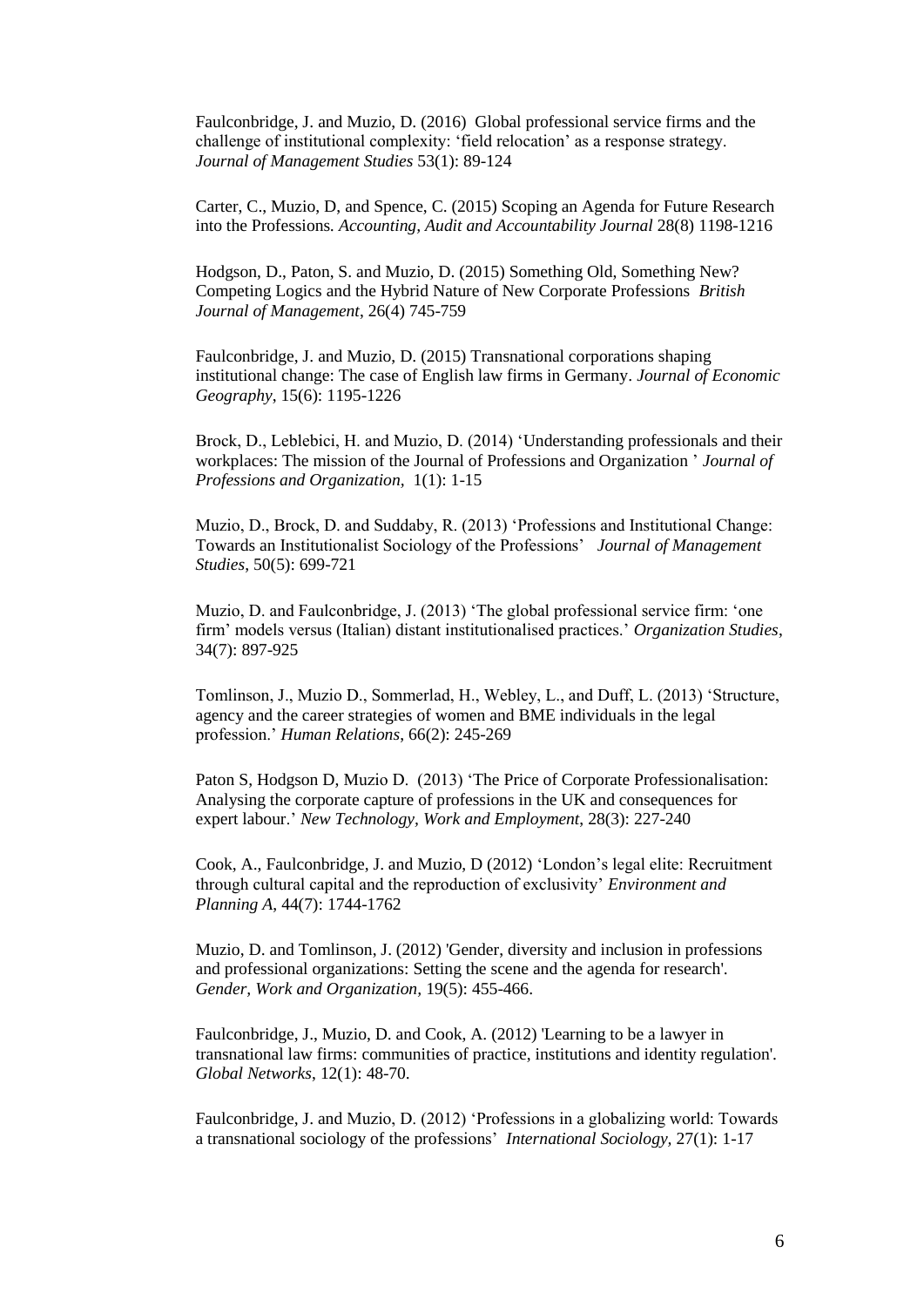Faulconbridge, J. and Muzio, D. (2016) Global professional service firms and the challenge of institutional complexity: 'field relocation' as a response strategy. *Journal of Management Studies* 53(1): 89-124

Carter, C., Muzio, D, and Spence, C. (2015) Scoping an Agenda for Future Research into the Professions. *Accounting, Audit and Accountability Journal* 28(8) 1198-1216

Hodgson, D., Paton, S. and Muzio, D. (2015) Something Old, Something New? Competing Logics and the Hybrid Nature of New Corporate Professions *British Journal of Management*, 26(4) 745-759

Faulconbridge, J. and Muzio, D. (2015) Transnational corporations shaping institutional change: The case of English law firms in Germany. *Journal of Economic Geography*, 15(6): 1195-1226

Brock, D., Leblebici, H. and Muzio, D. (2014) 'Understanding professionals and their workplaces: The mission of the Journal of Professions and Organization ' *Journal of Professions and Organization*, 1(1): 1-15

Muzio, D., Brock, D. and Suddaby, R. (2013) 'Professions and Institutional Change: Towards an Institutionalist Sociology of the Professions' *Journal of Management Studies*, 50(5): 699-721

Muzio, D. and Faulconbridge, J. (2013) 'The global professional service firm: 'one firm' models versus (Italian) distant institutionalised practices.' *Organization Studies*, 34(7): 897-925

Tomlinson, J., Muzio D., Sommerlad, H., Webley, L., and Duff, L. (2013) 'Structure, agency and the career strategies of women and BME individuals in the legal profession.' *Human Relations*, 66(2): 245-269

Paton S, Hodgson D, Muzio D. (2013) 'The Price of Corporate Professionalisation: Analysing the corporate capture of professions in the UK and consequences for expert labour.' *New Technology, Work and Employment*, 28(3): 227-240

Cook, A., Faulconbridge, J. and Muzio, D (2012) 'London's legal elite: Recruitment through cultural capital and the reproduction of exclusivity' *Environment and Planning A*, 44(7): 1744-1762

Muzio, D. and Tomlinson, J. (2012) 'Gender, diversity and inclusion in professions and professional organizations: Setting the scene and the agenda for research'. *Gender, Work and Organization*, 19(5): 455-466.

Faulconbridge, J., Muzio, D. and Cook, A. (2012) 'Learning to be a lawyer in transnational law firms: communities of practice, institutions and identity regulation'. *Global Networks*, 12(1): 48-70.

Faulconbridge, J. and Muzio, D. (2012) 'Professions in a globalizing world: Towards a transnational sociology of the professions' *International Sociology*, 27(1): 1-17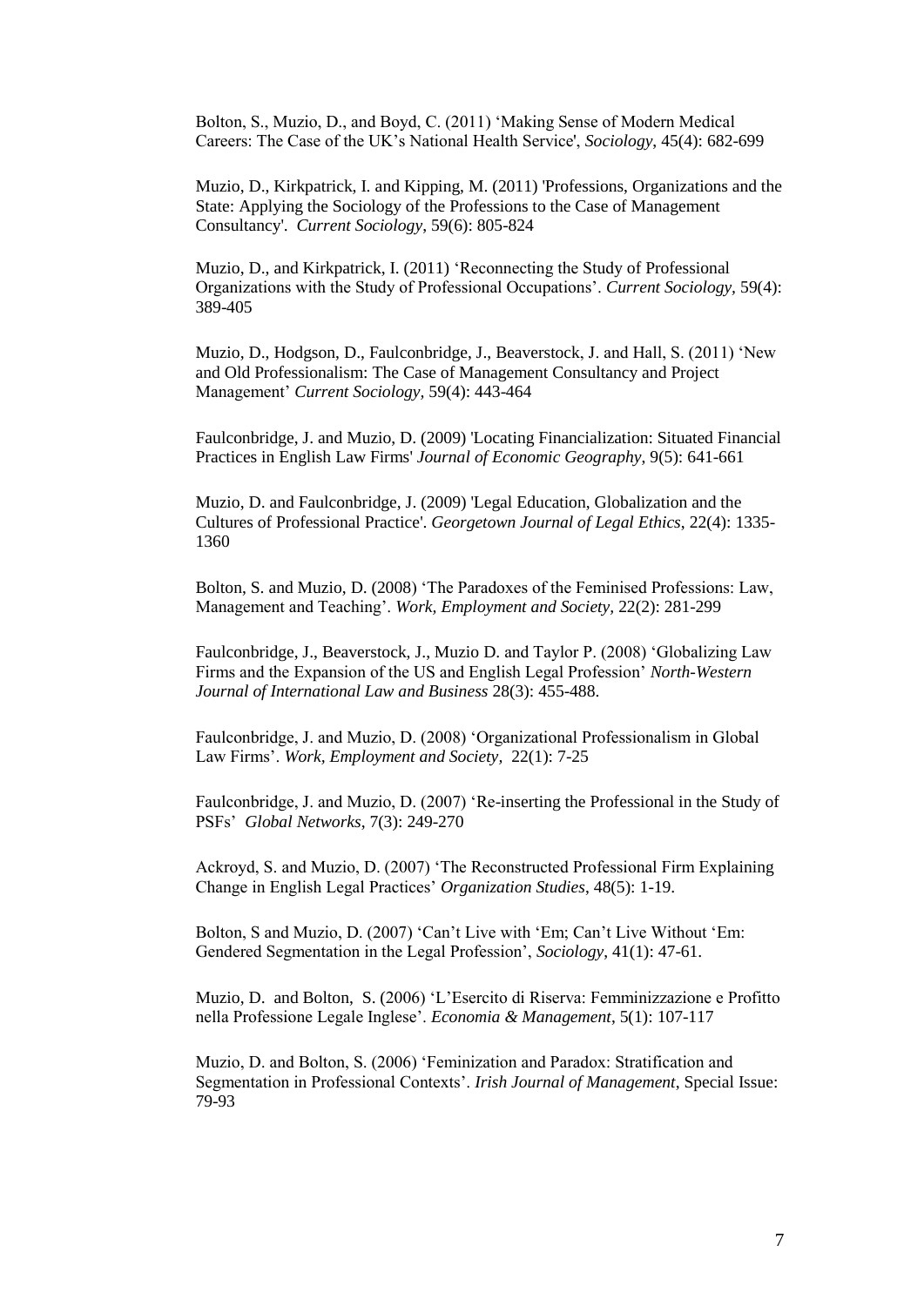Bolton, S., Muzio, D., and Boyd, C. (2011) 'Making Sense of Modern Medical Careers: The Case of the UK's National Health Service', *Sociology*, 45(4): 682-699

Muzio, D., Kirkpatrick, I. and Kipping, M. (2011) 'Professions, Organizations and the State: Applying the Sociology of the Professions to the Case of Management Consultancy'. *Current Sociology*, 59(6): 805-824

Muzio, D., and Kirkpatrick, I. (2011) 'Reconnecting the Study of Professional Organizations with the Study of Professional Occupations'. *Current Sociology*, 59(4): 389-405

Muzio, D., Hodgson, D., Faulconbridge, J., Beaverstock, J. and Hall, S. (2011) 'New and Old Professionalism: The Case of Management Consultancy and Project Management' *Current Sociology*, 59(4): 443-464

Faulconbridge, J. and Muzio, D. (2009) 'Locating Financialization: Situated Financial Practices in English Law Firms' *Journal of Economic Geography*, 9(5): 641-661

Muzio, D. and Faulconbridge, J. (2009) 'Legal Education, Globalization and the Cultures of Professional Practice'. *Georgetown Journal of Legal Ethics*, 22(4): 1335-1360

Bolton, S. and Muzio, D. (2008) 'The Paradoxes of the Feminised Professions: Law, Management and Teaching'. *Work, Employment and Society*, 22(2): 281-299

Faulconbridge, J., Beaverstock, J., Muzio D. and Taylor P. (2008) 'Globalizing Law Firms and the Expansion of the US and English Legal Profession' *North-Western Journal of International Law and Business* 28(3): 455-488.

Faulconbridge, J. and Muzio, D. (2008) 'Organizational Professionalism in Global Law Firms'. *Work, Employment and Society*, 22(1): 7-25

Faulconbridge, J. and Muzio, D. (2007) 'Re-inserting the Professional in the Study of PSFs' *Global Networks*, 7(3): 249-270

Ackroyd, S. and Muzio, D. (2007) 'The Reconstructed Professional Firm Explaining Change in English Legal Practices' *Organization Studies*, 48(5): 1-19.

Bolton, S and Muzio, D. (2007) 'Can't Live with 'Em; Can't Live Without 'Em: Gendered Segmentation in the Legal Profession', *Sociology*, 41(1): 47-61.

Muzio, D. and Bolton, S. (2006) 'L'Esercito di Riserva: Femminizzazione e Profitto nella Professione Legale Inglese'. *Economia & Management*, 5(1): 107-117

Muzio, D. and Bolton, S. (2006) 'Feminization and Paradox: Stratification and Segmentation in Professional Contexts'. *Irish Journal of Management*, Special Issue: 79-93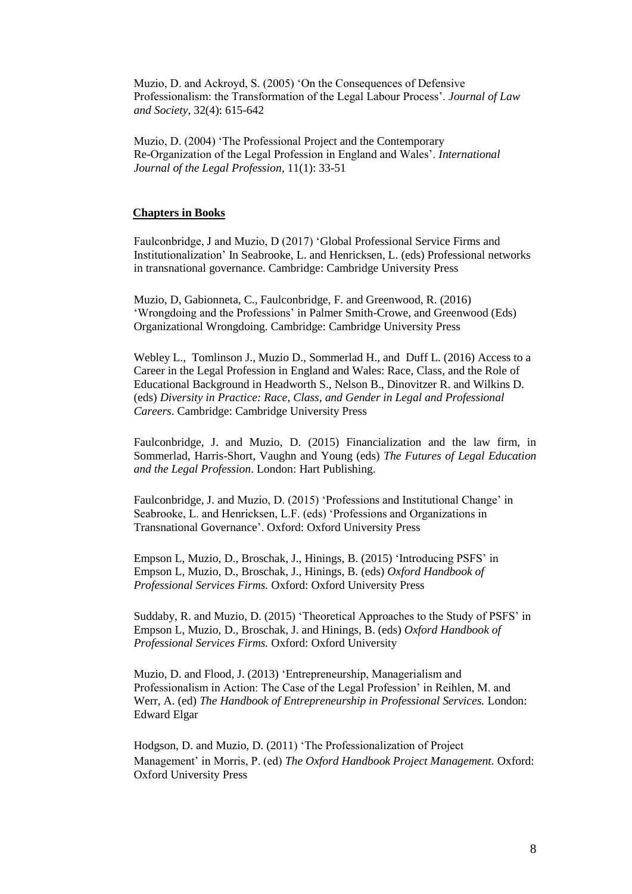Muzio, D. and Ackroyd, S. (2005) 'On the Consequences of Defensive Professionalism: the Transformation of the Legal Labour Process'. *Journal of Law and Society*, 32(4): 615-642

Muzio, D. (2004) 'The Professional Project and the Contemporary Re-Organization of the Legal Profession in England and Wales'. *International Journal of the Legal Profession*, 11(1): 33-51

## Chapters in Books

Faulconbridge, J and Muzio, D (2017) 'Global Professional Service Firms and Institutionalization' In Seabrooke, L. and Henricksen, L. (eds) Professional networks in transnational governance. Cambridge: Cambridge University Press

Muzio, D, Gabionneta, C., Faulconbridge, F. and Greenwood, R. (2016) 'Wrongdoing and the Professions' in Palmer Smith-Crowe, and Greenwood (Eds) Organizational Wrongdoing. Cambridge: Cambridge University Press

Webley L., Tomlinson J., Muzio D., Sommerlad H., and Duff L. (2016) Access to a Career in the Legal Profession in England and Wales: Race, Class, and the Role of Educational Background in Headworth S., Nelson B., Dinovitzer R. and Wilkins D. (eds) *Diversity in Practice: Race, Class, and Gender in Legal and Professional Careers*. Cambridge: Cambridge University Press

Faulconbridge, J. and Muzio, D. (2015) Financialization and the law firm, in Sommerlad, Harris-Short, Vaughn and Young (eds) *The Futures of Legal Education and the Legal Profession*. London: Hart Publishing.

Faulconbridge, J. and Muzio, D. (2015) 'Professions and Institutional Change' in Seabrooke, L. and Henricksen, L.F. (eds) 'Professions and Organizations in Transnational Governance'. Oxford: Oxford University Press

Empson L, Muzio, D., Broschak, J., Hinings, B. (2015) 'Introducing PSFS' in Empson L, Muzio, D., Broschak, J., Hinings, B. (eds) *Oxford Handbook of Professional Services Firms.* Oxford: Oxford University Press

Suddaby, R. and Muzio, D. (2015) 'Theoretical Approaches to the Study of PSFS' in Empson L, Muzio, D., Broschak, J. and Hinings, B. (eds) *Oxford Handbook of Professional Services Firms.* Oxford: Oxford University

Muzio, D. and Flood, J. (2013) 'Entrepreneurship, Managerialism and Professionalism in Action: The Case of the Legal Profession' in Reihlen, M. and Werr, A. (ed) *The Handbook of Entrepreneurship in Professional Services.* London: Edward Elgar

Hodgson, D. and Muzio, D. (2011) 'The Professionalization of Project Management' in Morris, P. (ed) *The Oxford Handbook Project Management.* Oxford: Oxford University Press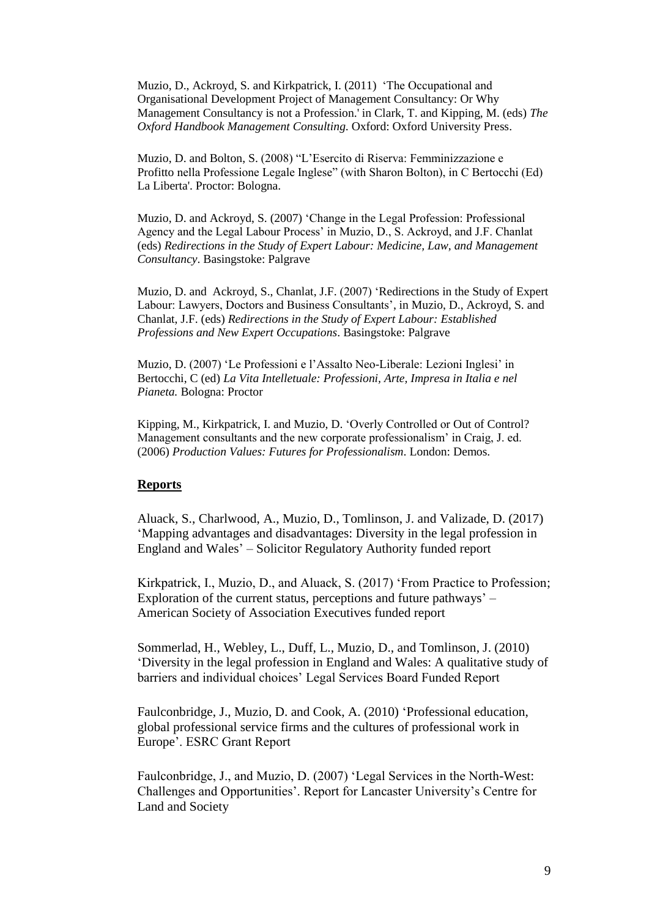Muzio, D., Ackroyd, S. and Kirkpatrick, I. (2011) 'The Occupational and Organisational Development Project of Management Consultancy: Or Why Management Consultancy is not a Profession.' in Clark, T. and Kipping, M. (eds) *The Oxford Handbook Management Consulting.* Oxford: Oxford University Press.

Muzio, D. and Bolton, S. (2008) "L'Esercito di Riserva: Femminizzazione e Profitto nella Professione Legale Inglese" (with Sharon Bolton), in C Bertocchi (Ed) La Liberta'. Proctor: Bologna.

Muzio, D. and Ackroyd, S. (2007) 'Change in the Legal Profession: Professional Agency and the Legal Labour Process' in Muzio, D., S. Ackroyd, and J.F. Chanlat (eds) *Redirections in the Study of Expert Labour: Medicine, Law, and Management Consultancy*. Basingstoke: Palgrave

Muzio, D. and Ackroyd, S., Chanlat, J.F. (2007) 'Redirections in the Study of Expert Labour: Lawyers, Doctors and Business Consultants', in Muzio, D., Ackroyd, S. and Chanlat, J.F. (eds) *Redirections in the Study of Expert Labour: Established Professions and New Expert Occupations*. Basingstoke: Palgrave

Muzio, D. (2007) 'Le Professioni e l'Assalto Neo-Liberale: Lezioni Inglesi' in Bertocchi, C (ed) *La Vita Intelletuale: Professioni, Arte, Impresa in Italia e nel Pianeta.* Bologna: Proctor

Kipping, M., Kirkpatrick, I. and Muzio, D. 'Overly Controlled or Out of Control? Management consultants and the new corporate professionalism' in Craig, J. ed. (2006) *Production Values: Futures for Professionalism*. London: Demos.

## Reports

Aluack, S., Charlwood, A., Muzio, D., Tomlinson, J. and Valizade, D. (2017) 'Mapping advantages and disadvantages: Diversity in the legal profession in England and Wales' – Solicitor Regulatory Authority funded report

Kirkpatrick, I., Muzio, D., and Aluack, S. (2017) 'From Practice to Profession; Exploration of the current status, perceptions and future pathways' – American Society of Association Executives funded report

Sommerlad, H., Webley, L., Duff, L., Muzio, D., and Tomlinson, J. (2010) 'Diversity in the legal profession in England and Wales: A qualitative study of barriers and individual choices' Legal Services Board Funded Report

Faulconbridge, J., Muzio, D. and Cook, A. (2010) 'Professional education, global professional service firms and the cultures of professional work in Europe'. ESRC Grant Report

Faulconbridge, J., and Muzio, D. (2007) 'Legal Services in the North-West: Challenges and Opportunities'. Report for Lancaster University's Centre for Land and Society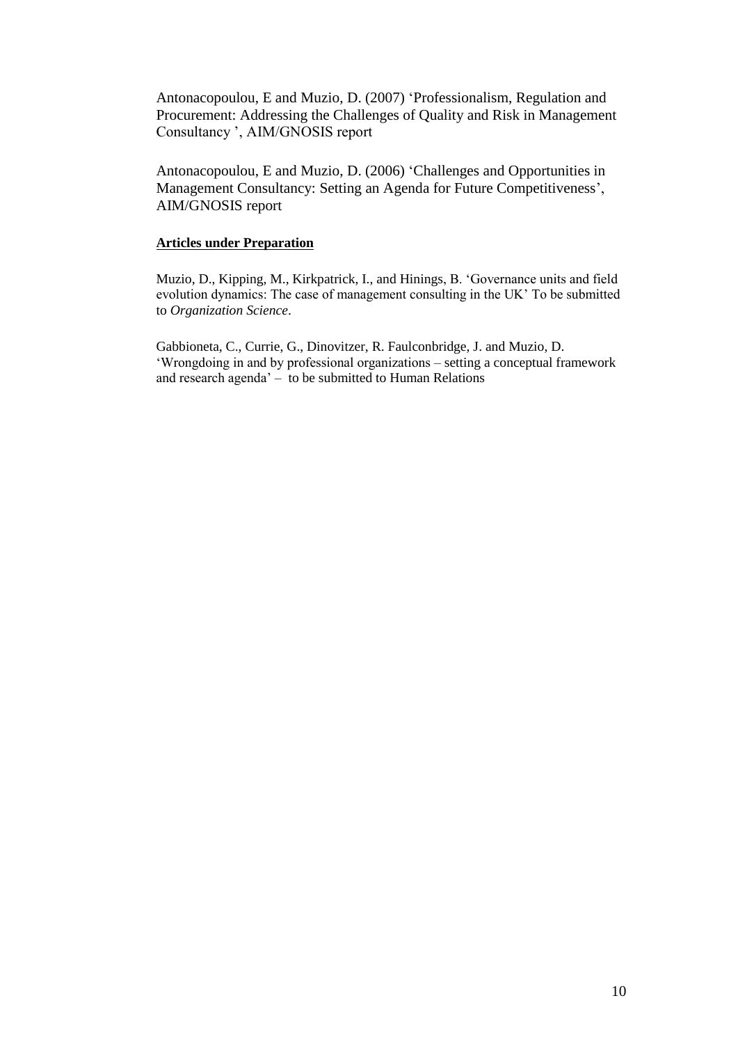Antonacopoulou, E and Muzio, D. (2007) 'Professionalism, Regulation and Procurement: Addressing the Challenges of Quality and Risk in Management Consultancy ', AIM/GNOSIS report

Antonacopoulou, E and Muzio, D. (2006) 'Challenges and Opportunities in Management Consultancy: Setting an Agenda for Future Competitiveness', AIM/GNOSIS report

**Articles under Preparation**

Muzio, D., Kipping, M., Kirkpatrick, I., and Hinings, B. 'Governance units and field evolution dynamics: The case of management consulting in the UK' To be submitted to *Organization Science*.

Gabbioneta, C., Currie, G., Dinovitzer, R. Faulconbridge, J. and Muzio, D. 'Wrongdoing in and by professional organizations – setting a conceptual framework and research agenda' – to be submitted to Human Relations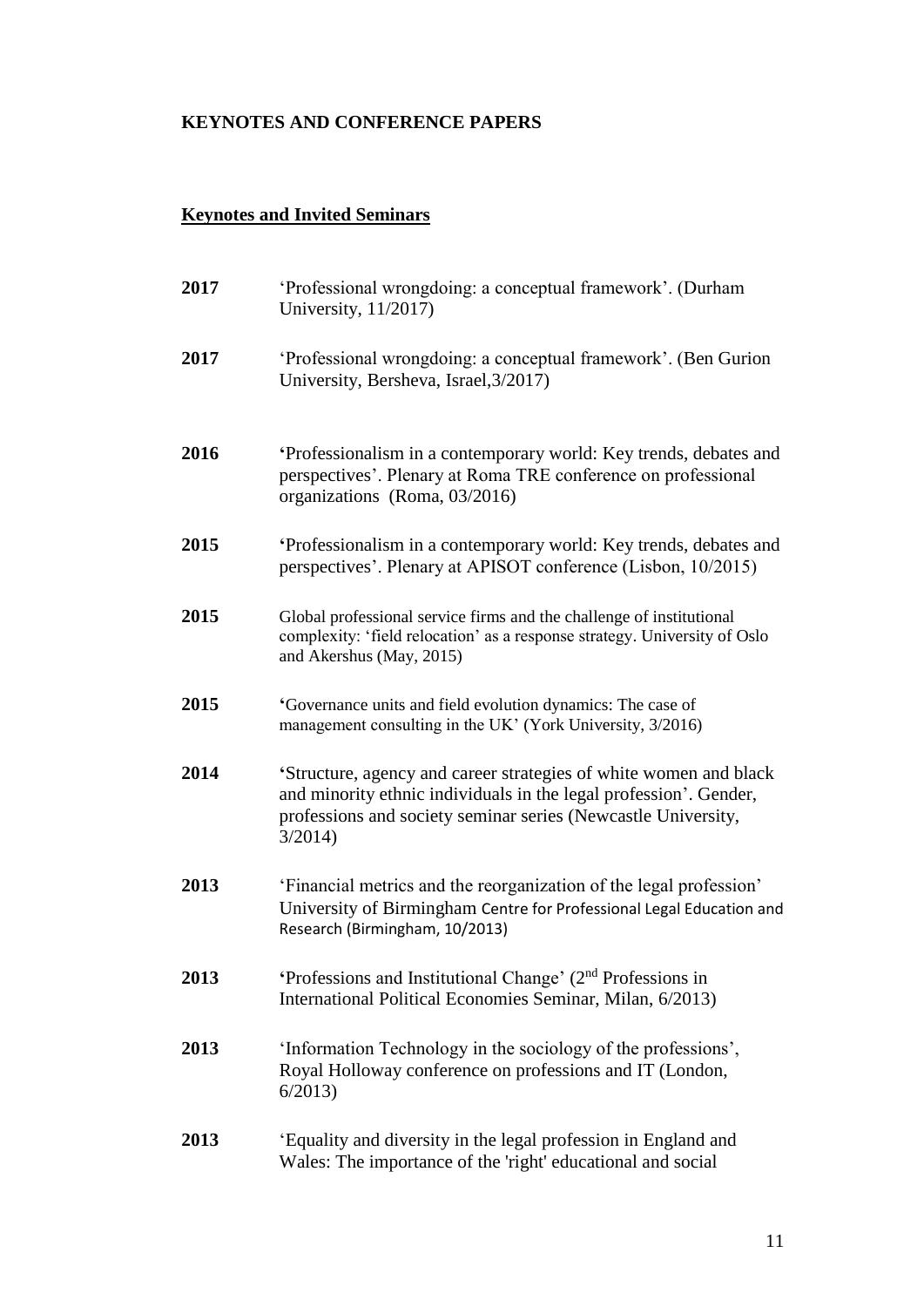**KEYNOTES AND CONFERENCE PAPERS**

**Keynotes and Invited Seminars**

**2017** 'Professional wrongdoing: a conceptual framework'. (Durham University, 11/2017)

**2017** 'Professional wrongdoing: a conceptual framework'. (Ben Gurion University, Bersheva, Israel,3/2017)

**2016** 'Professionalism in a contemporary world: Key trends, debates and perspectives'. Plenary at Roma TRE conference on professional organizations (Roma, 03/2016)

**2015** 'Professionalism in a contemporary world: Key trends, debates and perspectives'. Plenary at APISOT conference (Lisbon, 10/2015)

**2015** Global professional service firms and the challenge of institutional complexity: 'field relocation' as a response strategy. University of Oslo and Akershus (May, 2015)

**2015** 'Governance units and field evolution dynamics: The case of management consulting in the UK' (York University, 3/2016)

**2014** 'Structure, agency and career strategies of white women and black and minority ethnic individuals in the legal profession'. Gender, professions and society seminar series (Newcastle University, 3/2014)

**2013** 'Financial metrics and the reorganization of the legal profession' University of Birmingham Centre for Professional Legal Education and Research (Birmingham, 10/2013)

**2013** 'Professions and Institutional Change' (2nd Professions in International Political Economies Seminar, Milan, 6/2013)

**2013** 'Information Technology in the sociology of the professions', Royal Holloway conference on professions and IT (London, 6/2013)

**2013** 'Equality and diversity in the legal profession in England and Wales: The importance of the 'right' educational and social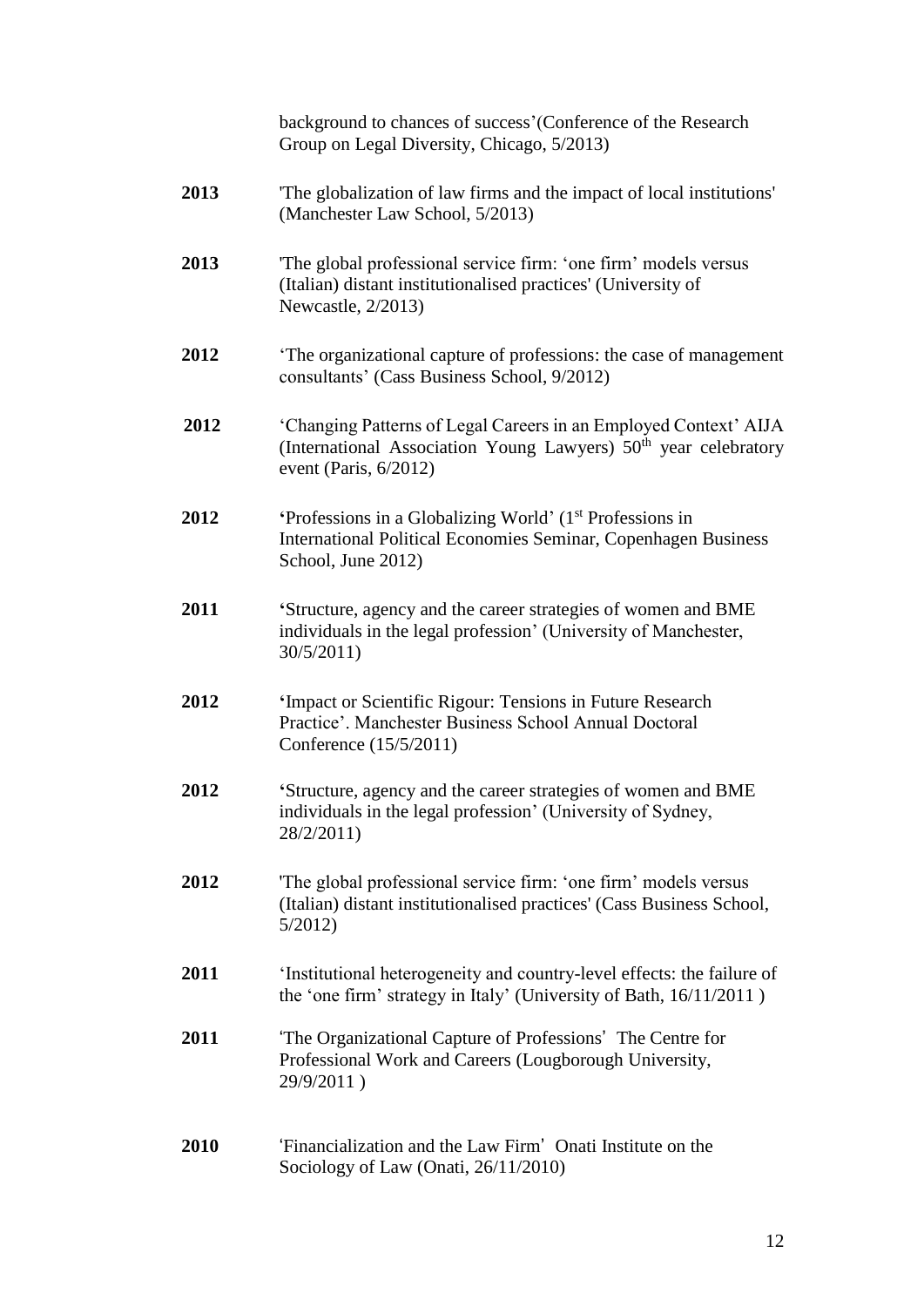background to chances of success'(Conference of the Research Group on Legal Diversity, Chicago, 5/2013)

**2013** 'The globalization of law firms and the impact of local institutions' (Manchester Law School, 5/2013)

**2013** 'The global professional service firm: 'one firm' models versus (Italian) distant institutionalised practices' (University of Newcastle, 2/2013)

**2012** 'The organizational capture of professions: the case of management consultants' (Cass Business School, 9/2012)

**2012** 'Changing Patterns of Legal Careers in an Employed Context' AIJA (International Association Young Lawyers) 50th year celebratory event (Paris, 6/2012)

**2012** 'Professions in a Globalizing World' (1st Professions in International Political Economies Seminar, Copenhagen Business School, June 2012)

**2011** 'Structure, agency and the career strategies of women and BME individuals in the legal profession' (University of Manchester, 30/5/2011)

**2012** 'Impact or Scientific Rigour: Tensions in Future Research Practice'. Manchester Business School Annual Doctoral Conference (15/5/2011)

**2012** 'Structure, agency and the career strategies of women and BME individuals in the legal profession' (University of Sydney, 28/2/2011)

**2012** 'The global professional service firm: 'one firm' models versus (Italian) distant institutionalised practices' (Cass Business School, 5/2012)

**2011** 'Institutional heterogeneity and country-level effects: the failure of the 'one firm' strategy in Italy' (University of Bath, 16/11/2011 )

**2011** 'The Organizational Capture of Professions' The Centre for Professional Work and Careers (Lougborough University, 29/9/2011 )

**2010** 'Financialization and the Law Firm' Onati Institute on the Sociology of Law (Onati, 26/11/2010)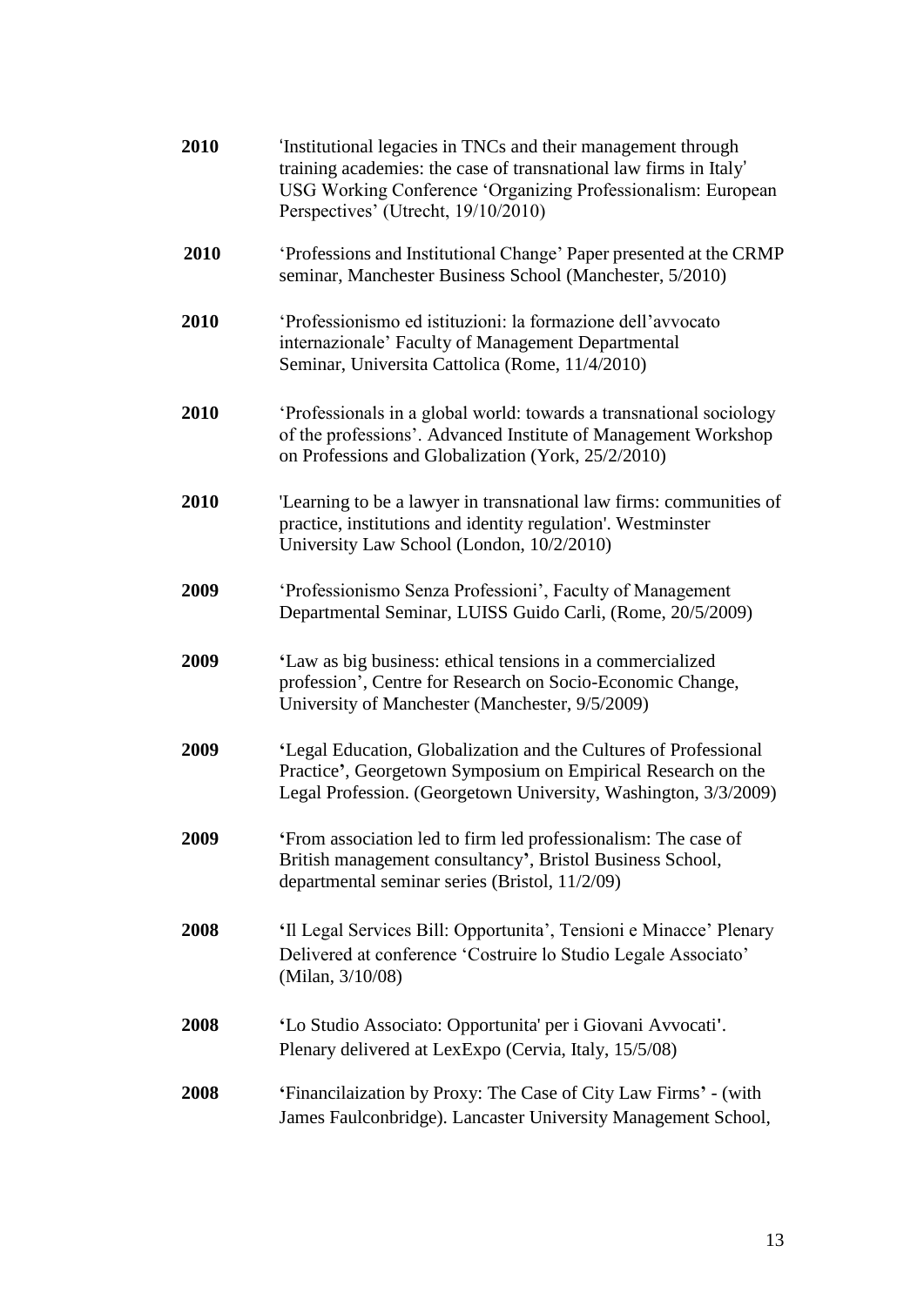**2010** 'Institutional legacies in TNCs and their management through training academies: the case of transnational law firms in Italy' USG Working Conference 'Organizing Professionalism: European Perspectives' (Utrecht, 19/10/2010)

**2010** 'Professions and Institutional Change' Paper presented at the CRMP seminar, Manchester Business School (Manchester, 5/2010)

**2010** 'Professionismo ed istituzioni: la formazione dell'avvocato internazionale' Faculty of Management Departmental Seminar, Universita Cattolica (Rome, 11/4/2010)

**2010** 'Professionals in a global world: towards a transnational sociology of the professions'. Advanced Institute of Management Workshop on Professions and Globalization (York, 25/2/2010)

**2010** 'Learning to be a lawyer in transnational law firms: communities of practice, institutions and identity regulation'. Westminster University Law School (London, 10/2/2010)

**2009** 'Professionismo Senza Professioni', Faculty of Management Departmental Seminar, LUISS Guido Carli, (Rome, 20/5/2009)

**2009** 'Law as big business: ethical tensions in a commercialized profession', Centre for Research on Socio-Economic Change, University of Manchester (Manchester, 9/5/2009)

**2009** 'Legal Education, Globalization and the Cultures of Professional Practice', Georgetown Symposium on Empirical Research on the Legal Profession. (Georgetown University, Washington, 3/3/2009)

**2009** 'From association led to firm led professionalism: The case of British management consultancy', Bristol Business School, departmental seminar series (Bristol, 11/2/09)

**2008** 'Il Legal Services Bill: Opportunita', Tensioni e Minacce' Plenary Delivered at conference 'Costruire lo Studio Legale Associato' (Milan, 3/10/08)

**2008** 'Lo Studio Associato: Opportunita' per i Giovani Avvocati'. Plenary delivered at LexExpo (Cervia, Italy, 15/5/08)

**2008** 'Financilaization by Proxy: The Case of City Law Firms' - (with James Faulconbridge). Lancaster University Management School,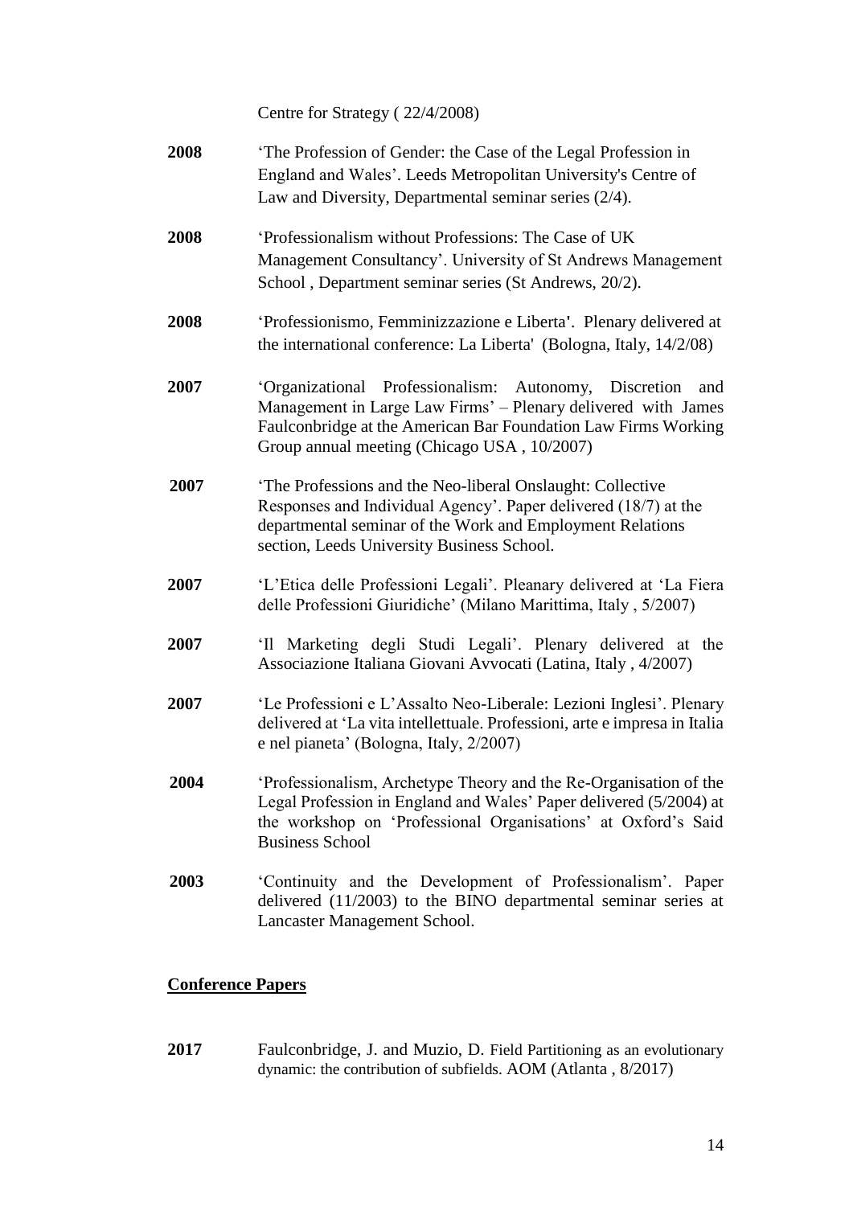Centre for Strategy ( 22/4/2008)

**2008** 'The Profession of Gender: the Case of the Legal Profession in England and Wales'. Leeds Metropolitan University's Centre of Law and Diversity, Departmental seminar series (2/4).

**2008** 'Professionalism without Professions: The Case of UK Management Consultancy'. University of St Andrews Management School , Department seminar series (St Andrews, 20/2).

**2008** 'Professionismo, Femminizzazione e Liberta'. Plenary delivered at the international conference: La Liberta' (Bologna, Italy, 14/2/08)

**2007** 'Organizational Professionalism: Autonomy, Discretion and Management in Large Law Firms' – Plenary delivered with James Faulconbridge at the American Bar Foundation Law Firms Working Group annual meeting (Chicago USA , 10/2007)

**2007** 'The Professions and the Neo-liberal Onslaught: Collective Responses and Individual Agency'. Paper delivered (18/7) at the departmental seminar of the Work and Employment Relations section, Leeds University Business School.

**2007** 'L'Etica delle Professioni Legali'. Pleanary delivered at 'La Fiera delle Professioni Giuridiche' (Milano Marittima, Italy , 5/2007)

**2007** 'Il Marketing degli Studi Legali'. Plenary delivered at the Associazione Italiana Giovani Avvocati (Latina, Italy , 4/2007)

**2007** 'Le Professioni e L'Assalto Neo-Liberale: Lezioni Inglesi'. Plenary delivered at 'La vita intellettuale. Professioni, arte e impresa in Italia e nel pianeta' (Bologna, Italy, 2/2007)

**2004** 'Professionalism, Archetype Theory and the Re-Organisation of the Legal Profession in England and Wales' Paper delivered (5/2004) at the workshop on 'Professional Organisations' at Oxford's Said Business School

**2003** 'Continuity and the Development of Professionalism'. Paper delivered (11/2003) to the BINO departmental seminar series at Lancaster Management School.

## Conference Papers

**2017** Faulconbridge, J. and Muzio, D. Field Partitioning as an evolutionary dynamic: the contribution of subfields. AOM (Atlanta , 8/2017)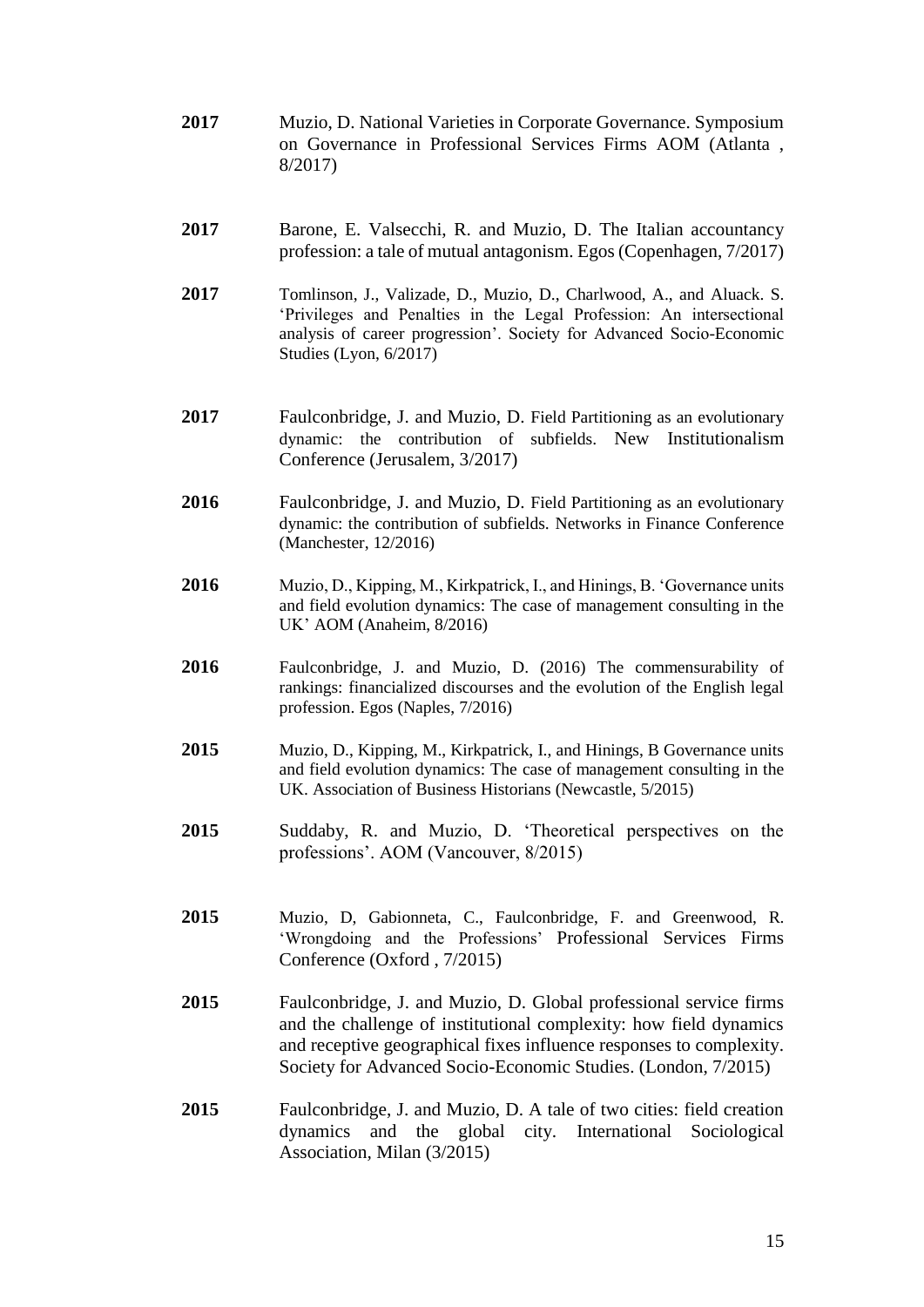**2017** Muzio, D. National Varieties in Corporate Governance. Symposium on Governance in Professional Services Firms AOM (Atlanta , 8/2017)

**2017** Barone, E. Valsecchi, R. and Muzio, D. The Italian accountancy profession: a tale of mutual antagonism. Egos (Copenhagen, 7/2017)

**2017** Tomlinson, J., Valizade, D., Muzio, D., Charlwood, A., and Aluack. S. 'Privileges and Penalties in the Legal Profession: An intersectional analysis of career progression'. Society for Advanced Socio-Economic Studies (Lyon, 6/2017)

**2017** Faulconbridge, J. and Muzio, D. Field Partitioning as an evolutionary dynamic: the contribution of subfields. New Institutionalism Conference (Jerusalem, 3/2017)

**2016** Faulconbridge, J. and Muzio, D. Field Partitioning as an evolutionary dynamic: the contribution of subfields. Networks in Finance Conference (Manchester, 12/2016)

**2016** Muzio, D., Kipping, M., Kirkpatrick, I., and Hinings, B. 'Governance units and field evolution dynamics: The case of management consulting in the UK' AOM (Anaheim, 8/2016)

**2016** Faulconbridge, J. and Muzio, D. (2016) The commensurability of rankings: financialized discourses and the evolution of the English legal profession. Egos (Naples, 7/2016)

**2015** Muzio, D., Kipping, M., Kirkpatrick, I., and Hinings, B Governance units and field evolution dynamics: The case of management consulting in the UK. Association of Business Historians (Newcastle, 5/2015)

**2015** Suddaby, R. and Muzio, D. 'Theoretical perspectives on the professions'. AOM (Vancouver, 8/2015)

**2015** Muzio, D, Gabionneta, C., Faulconbridge, F. and Greenwood, R. 'Wrongdoing and the Professions' Professional Services Firms Conference (Oxford , 7/2015)

**2015** Faulconbridge, J. and Muzio, D. Global professional service firms and the challenge of institutional complexity: how field dynamics and receptive geographical fixes influence responses to complexity. Society for Advanced Socio-Economic Studies. (London, 7/2015)

**2015** Faulconbridge, J. and Muzio, D. A tale of two cities: field creation dynamics and the global city. International Sociological Association, Milan (3/2015)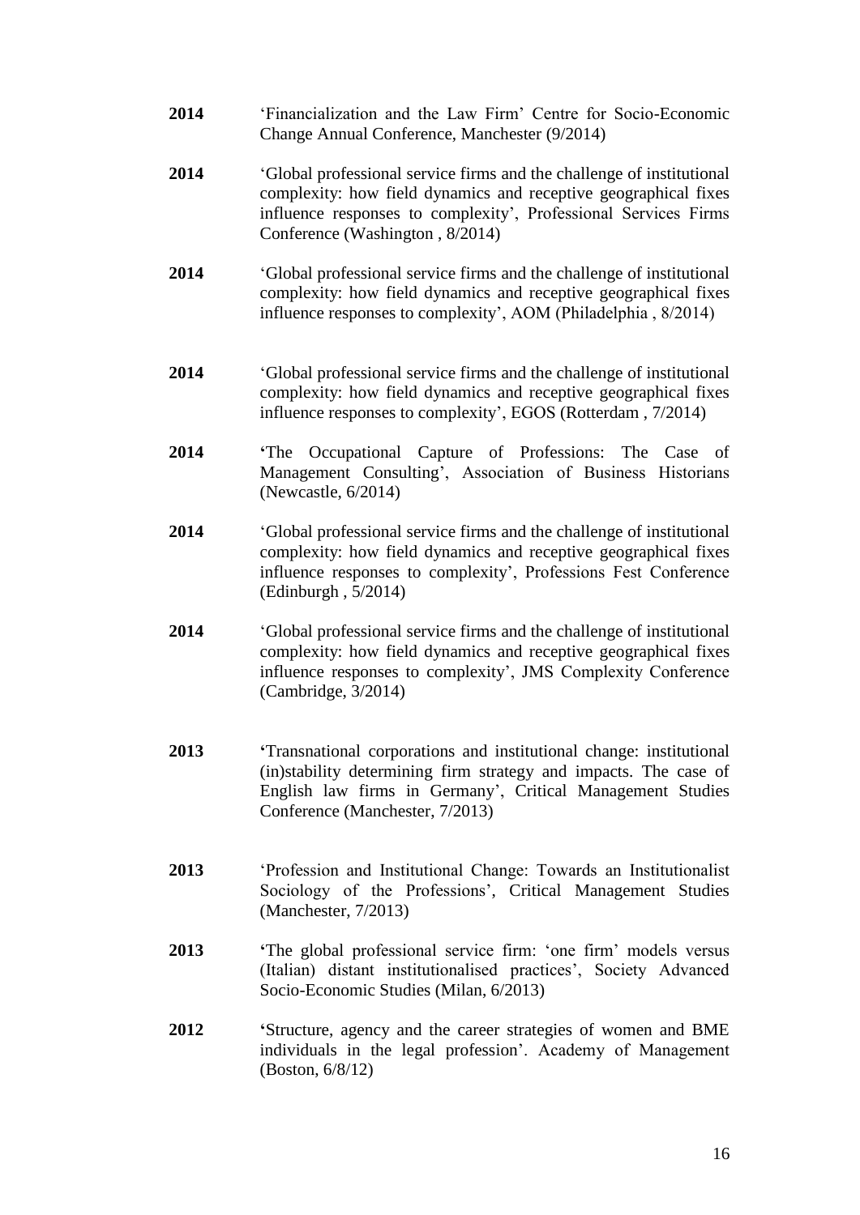**2014** 'Financialization and the Law Firm' Centre for Socio-Economic Change Annual Conference, Manchester (9/2014)

**2014** 'Global professional service firms and the challenge of institutional complexity: how field dynamics and receptive geographical fixes influence responses to complexity', Professional Services Firms Conference (Washington , 8/2014)

**2014** 'Global professional service firms and the challenge of institutional complexity: how field dynamics and receptive geographical fixes influence responses to complexity', AOM (Philadelphia , 8/2014)

**2014** 'Global professional service firms and the challenge of institutional complexity: how field dynamics and receptive geographical fixes influence responses to complexity', EGOS (Rotterdam , 7/2014)

**2014** **'**The Occupational Capture of Professions: The Case of Management Consulting', Association of Business Historians (Newcastle, 6/2014)

**2014** 'Global professional service firms and the challenge of institutional complexity: how field dynamics and receptive geographical fixes influence responses to complexity', Professions Fest Conference (Edinburgh , 5/2014)

**2014** 'Global professional service firms and the challenge of institutional complexity: how field dynamics and receptive geographical fixes influence responses to complexity', JMS Complexity Conference (Cambridge, 3/2014)

**2013** **'**Transnational corporations and institutional change: institutional (in)stability determining firm strategy and impacts. The case of English law firms in Germany', Critical Management Studies Conference (Manchester, 7/2013)

**2013** 'Profession and Institutional Change: Towards an Institutionalist Sociology of the Professions', Critical Management Studies (Manchester, 7/2013)

**2013** **'**The global professional service firm: 'one firm' models versus (Italian) distant institutionalised practices', Society Advanced Socio-Economic Studies (Milan, 6/2013)

**2012** **'**Structure, agency and the career strategies of women and BME individuals in the legal profession'. Academy of Management (Boston, 6/8/12)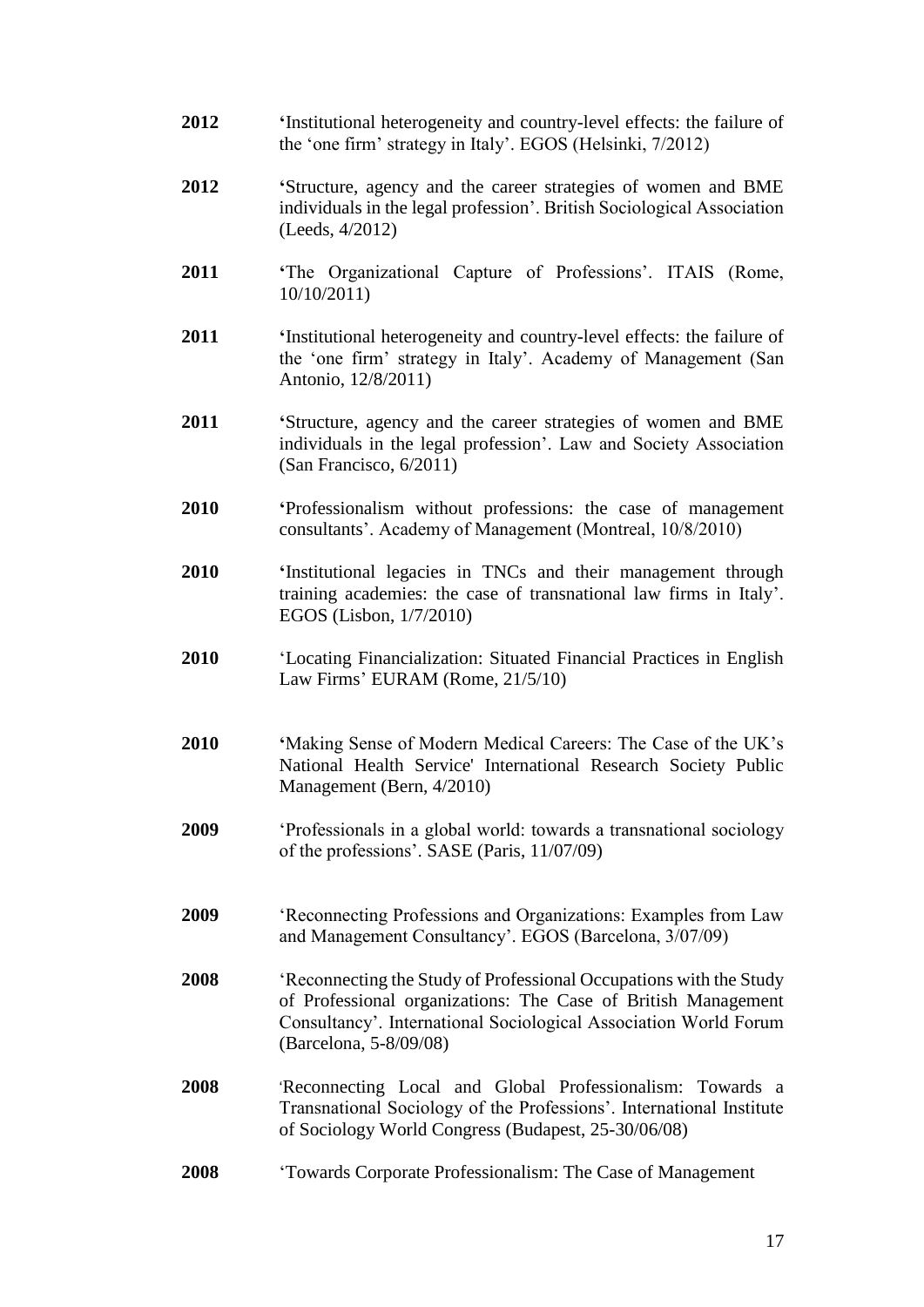**2012** 'Institutional heterogeneity and country-level effects: the failure of the 'one firm' strategy in Italy'. EGOS (Helsinki, 7/2012)

**2012** 'Structure, agency and the career strategies of women and BME individuals in the legal profession'. British Sociological Association (Leeds, 4/2012)

**2011** 'The Organizational Capture of Professions'. ITAIS (Rome, 10/10/2011)

**2011** 'Institutional heterogeneity and country-level effects: the failure of the 'one firm' strategy in Italy'. Academy of Management (San Antonio, 12/8/2011)

**2011** 'Structure, agency and the career strategies of women and BME individuals in the legal profession'. Law and Society Association (San Francisco, 6/2011)

**2010** 'Professionalism without professions: the case of management consultants'. Academy of Management (Montreal, 10/8/2010)

**2010** 'Institutional legacies in TNCs and their management through training academies: the case of transnational law firms in Italy'. EGOS (Lisbon, 1/7/2010)

**2010** 'Locating Financialization: Situated Financial Practices in English Law Firms' EURAM (Rome, 21/5/10)

**2010** 'Making Sense of Modern Medical Careers: The Case of the UK's National Health Service' International Research Society Public Management (Bern, 4/2010)

**2009** 'Professionals in a global world: towards a transnational sociology of the professions'. SASE (Paris, 11/07/09)

**2009** 'Reconnecting Professions and Organizations: Examples from Law and Management Consultancy'. EGOS (Barcelona, 3/07/09)

**2008** 'Reconnecting the Study of Professional Occupations with the Study of Professional organizations: The Case of British Management Consultancy'. International Sociological Association World Forum (Barcelona, 5-8/09/08)

**2008** 'Reconnecting Local and Global Professionalism: Towards a Transnational Sociology of the Professions'. International Institute of Sociology World Congress (Budapest, 25-30/06/08)

**2008** 'Towards Corporate Professionalism: The Case of Management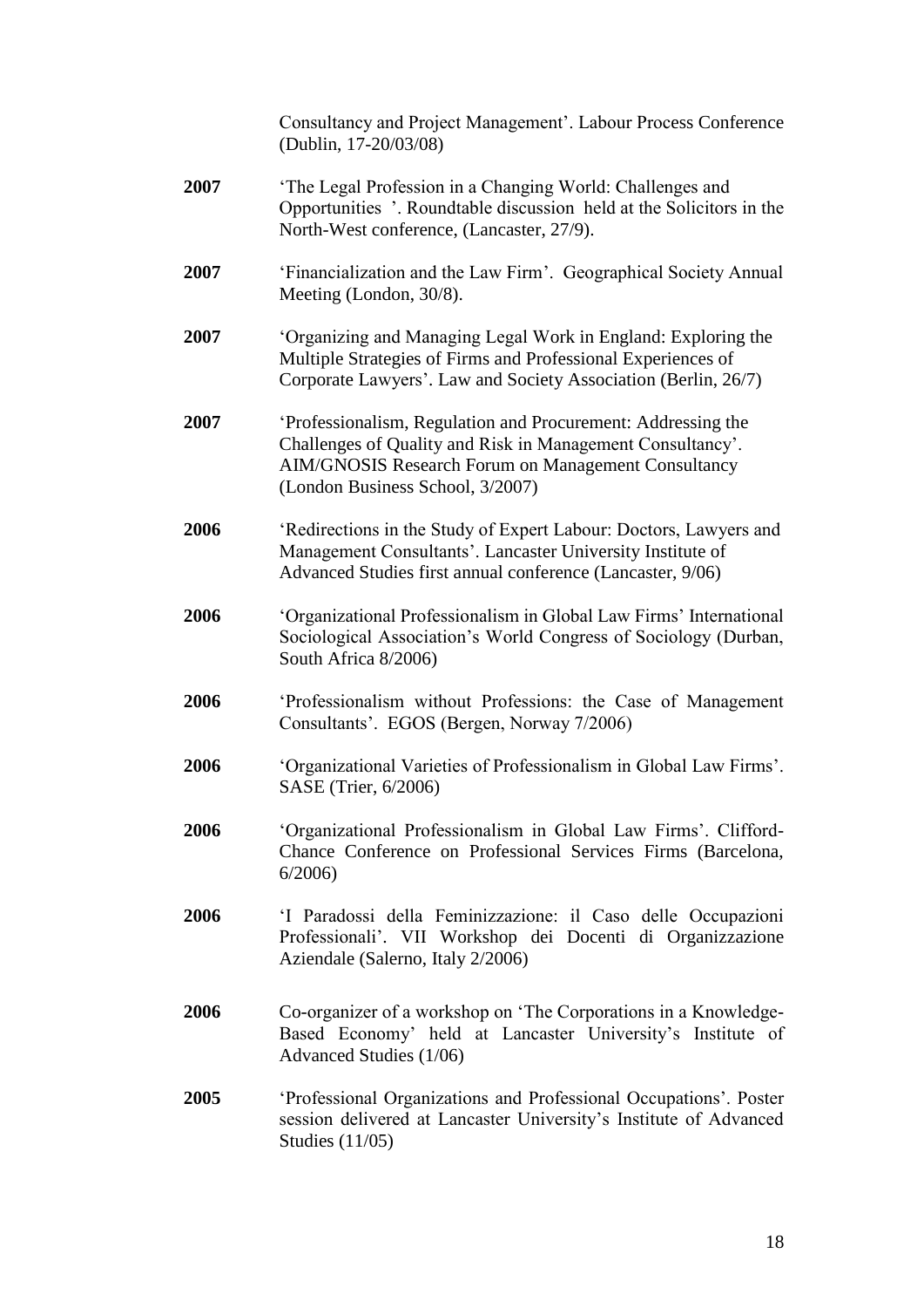Consultancy and Project Management'. Labour Process Conference (Dublin, 17-20/03/08)

**2007** 'The Legal Profession in a Changing World: Challenges and Opportunities '. Roundtable discussion held at the Solicitors in the North-West conference, (Lancaster, 27/9).

**2007** 'Financialization and the Law Firm'. Geographical Society Annual Meeting (London, 30/8).

**2007** 'Organizing and Managing Legal Work in England: Exploring the Multiple Strategies of Firms and Professional Experiences of Corporate Lawyers'. Law and Society Association (Berlin, 26/7)

**2007** 'Professionalism, Regulation and Procurement: Addressing the Challenges of Quality and Risk in Management Consultancy'. AIM/GNOSIS Research Forum on Management Consultancy (London Business School, 3/2007)

**2006** 'Redirections in the Study of Expert Labour: Doctors, Lawyers and Management Consultants'. Lancaster University Institute of Advanced Studies first annual conference (Lancaster, 9/06)

**2006** 'Organizational Professionalism in Global Law Firms' International Sociological Association's World Congress of Sociology (Durban, South Africa 8/2006)

**2006** 'Professionalism without Professions: the Case of Management Consultants'. EGOS (Bergen, Norway 7/2006)

**2006** 'Organizational Varieties of Professionalism in Global Law Firms'. SASE (Trier, 6/2006)

**2006** 'Organizational Professionalism in Global Law Firms'. Clifford-Chance Conference on Professional Services Firms (Barcelona, 6/2006)

**2006** 'I Paradossi della Feminizzazione: il Caso delle Occupazioni Professionali'. VII Workshop dei Docenti di Organizzazione Aziendale (Salerno, Italy 2/2006)

**2006** Co-organizer of a workshop on 'The Corporations in a Knowledge-Based Economy' held at Lancaster University's Institute of Advanced Studies (1/06)

**2005** 'Professional Organizations and Professional Occupations'. Poster session delivered at Lancaster University's Institute of Advanced Studies (11/05)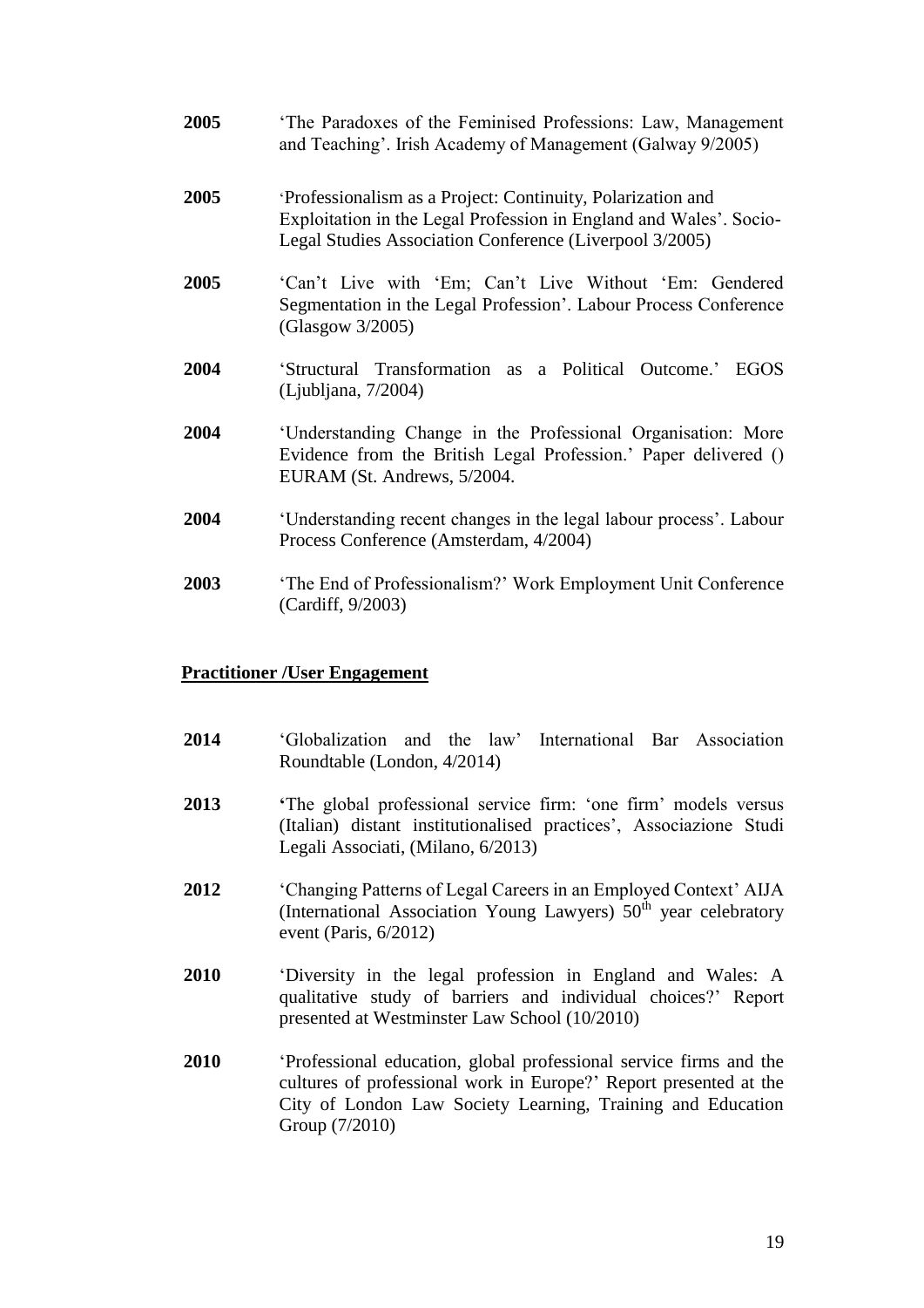**2005** 'The Paradoxes of the Feminised Professions: Law, Management and Teaching'. Irish Academy of Management (Galway 9/2005)

**2005** 'Professionalism as a Project: Continuity, Polarization and Exploitation in the Legal Profession in England and Wales'. Socio-Legal Studies Association Conference (Liverpool 3/2005)

**2005** 'Can't Live with 'Em; Can't Live Without 'Em: Gendered Segmentation in the Legal Profession'. Labour Process Conference (Glasgow 3/2005)

**2004** 'Structural Transformation as a Political Outcome.' EGOS (Ljubljana, 7/2004)

**2004** 'Understanding Change in the Professional Organisation: More Evidence from the British Legal Profession.' Paper delivered () EURAM (St. Andrews, 5/2004.

**2004** 'Understanding recent changes in the legal labour process'. Labour Process Conference (Amsterdam, 4/2004)

**2003** 'The End of Professionalism?' Work Employment Unit Conference (Cardiff, 9/2003)

## Practitioner /User Engagement

**2014** 'Globalization and the law' International Bar Association Roundtable (London, 4/2014)

**2013** **'**The global professional service firm: 'one firm' models versus (Italian) distant institutionalised practices', Associazione Studi Legali Associati, (Milano, 6/2013)

**2012** 'Changing Patterns of Legal Careers in an Employed Context' AIJA (International Association Young Lawyers) 50th year celebratory event (Paris, 6/2012)

**2010** 'Diversity in the legal profession in England and Wales: A qualitative study of barriers and individual choices?' Report presented at Westminster Law School (10/2010)

**2010** 'Professional education, global professional service firms and the cultures of professional work in Europe?' Report presented at the City of London Law Society Learning, Training and Education Group (7/2010)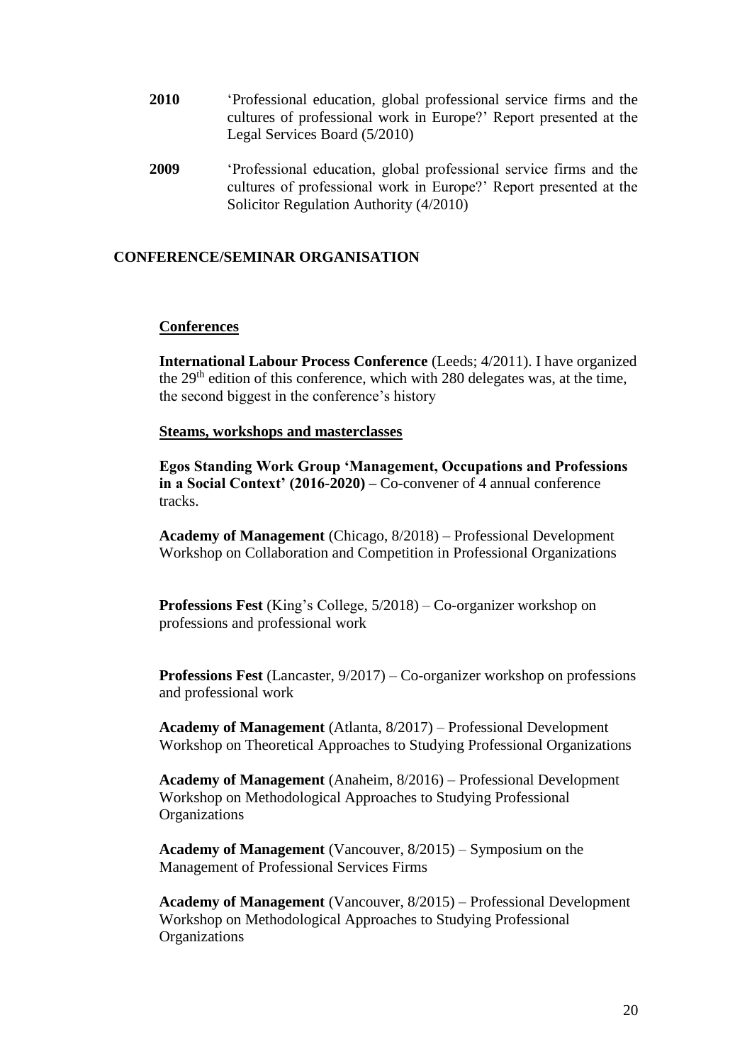**2010** 'Professional education, global professional service firms and the cultures of professional work in Europe?' Report presented at the Legal Services Board (5/2010)

**2009** 'Professional education, global professional service firms and the cultures of professional work in Europe?' Report presented at the Solicitor Regulation Authority (4/2010)

## CONFERENCE/SEMINAR ORGANISATION

### Conferences

**International Labour Process Conference** (Leeds; 4/2011). I have organized the 29th edition of this conference, which with 280 delegates was, at the time, the second biggest in the conference's history

### Steams, workshops and masterclasses

**Egos Standing Work Group 'Management, Occupations and Professions in a Social Context' (2016-2020) –** Co-convener of 4 annual conference tracks.

**Academy of Management** (Chicago, 8/2018) – Professional Development Workshop on Collaboration and Competition in Professional Organizations

**Professions Fest** (King's College, 5/2018) – Co-organizer workshop on professions and professional work

**Professions Fest** (Lancaster, 9/2017) – Co-organizer workshop on professions and professional work

**Academy of Management** (Atlanta, 8/2017) – Professional Development Workshop on Theoretical Approaches to Studying Professional Organizations

**Academy of Management** (Anaheim, 8/2016) – Professional Development Workshop on Methodological Approaches to Studying Professional Organizations

**Academy of Management** (Vancouver, 8/2015) – Symposium on the Management of Professional Services Firms

**Academy of Management** (Vancouver, 8/2015) – Professional Development Workshop on Methodological Approaches to Studying Professional Organizations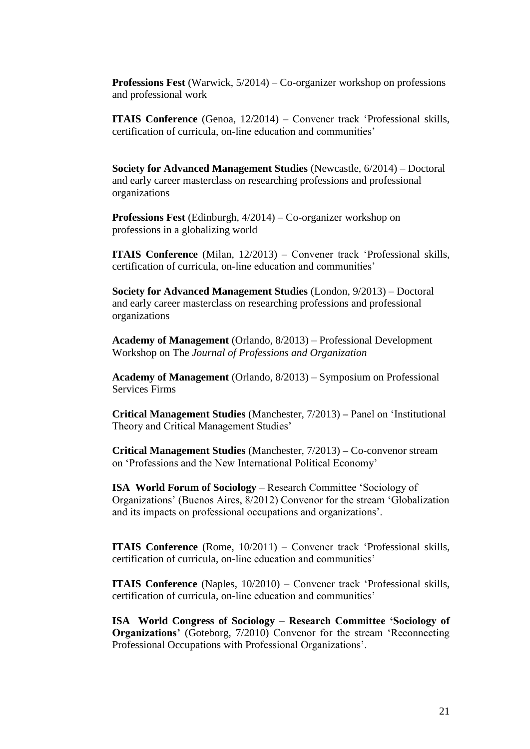**Professions Fest** (Warwick, 5/2014) – Co-organizer workshop on professions and professional work

**ITAIS Conference** (Genoa, 12/2014) – Convener track 'Professional skills, certification of curricula, on-line education and communities'

**Society for Advanced Management Studies** (Newcastle, 6/2014) – Doctoral and early career masterclass on researching professions and professional organizations

**Professions Fest** (Edinburgh, 4/2014) – Co-organizer workshop on professions in a globalizing world

**ITAIS Conference** (Milan, 12/2013) – Convener track 'Professional skills, certification of curricula, on-line education and communities'

**Society for Advanced Management Studies** (London, 9/2013) – Doctoral and early career masterclass on researching professions and professional organizations

**Academy of Management** (Orlando, 8/2013) – Professional Development Workshop on The *Journal of Professions and Organization*

**Academy of Management** (Orlando, 8/2013) – Symposium on Professional Services Firms

**Critical Management Studies** (Manchester, 7/2013) **–** Panel on 'Institutional Theory and Critical Management Studies'

**Critical Management Studies** (Manchester, 7/2013) **–** Co-convenor stream on 'Professions and the New International Political Economy'

**ISA World Forum of Sociology** – Research Committee 'Sociology of Organizations' (Buenos Aires, 8/2012) Convenor for the stream 'Globalization and its impacts on professional occupations and organizations'.

**ITAIS Conference** (Rome, 10/2011) – Convener track 'Professional skills, certification of curricula, on-line education and communities'

**ITAIS Conference** (Naples, 10/2010) – Convener track 'Professional skills, certification of curricula, on-line education and communities'

**ISA World Congress of Sociology – Research Committee 'Sociology of Organizations'** (Goteborg, 7/2010) Convenor for the stream 'Reconnecting Professional Occupations with Professional Organizations'.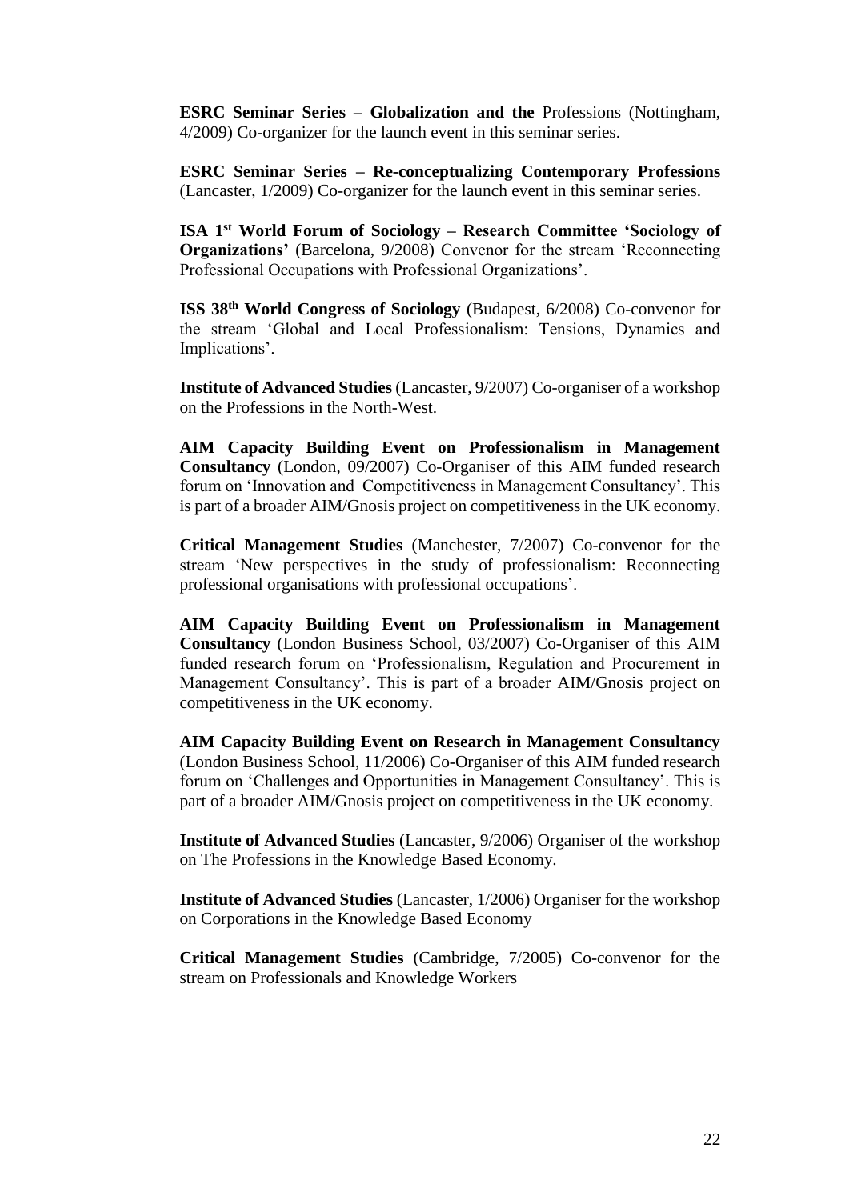**ESRC Seminar Series – Globalization and the** Professions (Nottingham, 4/2009) Co-organizer for the launch event in this seminar series.

**ESRC Seminar Series – Re-conceptualizing Contemporary Professions** (Lancaster, 1/2009) Co-organizer for the launch event in this seminar series.

**ISA 1st World Forum of Sociology – Research Committee 'Sociology of Organizations'** (Barcelona, 9/2008) Convenor for the stream 'Reconnecting Professional Occupations with Professional Organizations'.

**ISS 38th World Congress of Sociology** (Budapest, 6/2008) Co-convenor for the stream 'Global and Local Professionalism: Tensions, Dynamics and Implications'.

**Institute of Advanced Studies** (Lancaster, 9/2007) Co-organiser of a workshop on the Professions in the North-West.

**AIM Capacity Building Event on Professionalism in Management Consultancy** (London, 09/2007) Co-Organiser of this AIM funded research forum on 'Innovation and Competitiveness in Management Consultancy'. This is part of a broader AIM/Gnosis project on competitiveness in the UK economy.

**Critical Management Studies** (Manchester, 7/2007) Co-convenor for the stream 'New perspectives in the study of professionalism: Reconnecting professional organisations with professional occupations'.

**AIM Capacity Building Event on Professionalism in Management Consultancy** (London Business School, 03/2007) Co-Organiser of this AIM funded research forum on 'Professionalism, Regulation and Procurement in Management Consultancy'. This is part of a broader AIM/Gnosis project on competitiveness in the UK economy.

**AIM Capacity Building Event on Research in Management Consultancy** (London Business School, 11/2006) Co-Organiser of this AIM funded research forum on 'Challenges and Opportunities in Management Consultancy'. This is part of a broader AIM/Gnosis project on competitiveness in the UK economy.

**Institute of Advanced Studies** (Lancaster, 9/2006) Organiser of the workshop on The Professions in the Knowledge Based Economy.

**Institute of Advanced Studies** (Lancaster, 1/2006) Organiser for the workshop on Corporations in the Knowledge Based Economy

**Critical Management Studies** (Cambridge, 7/2005) Co-convenor for the stream on Professionals and Knowledge Workers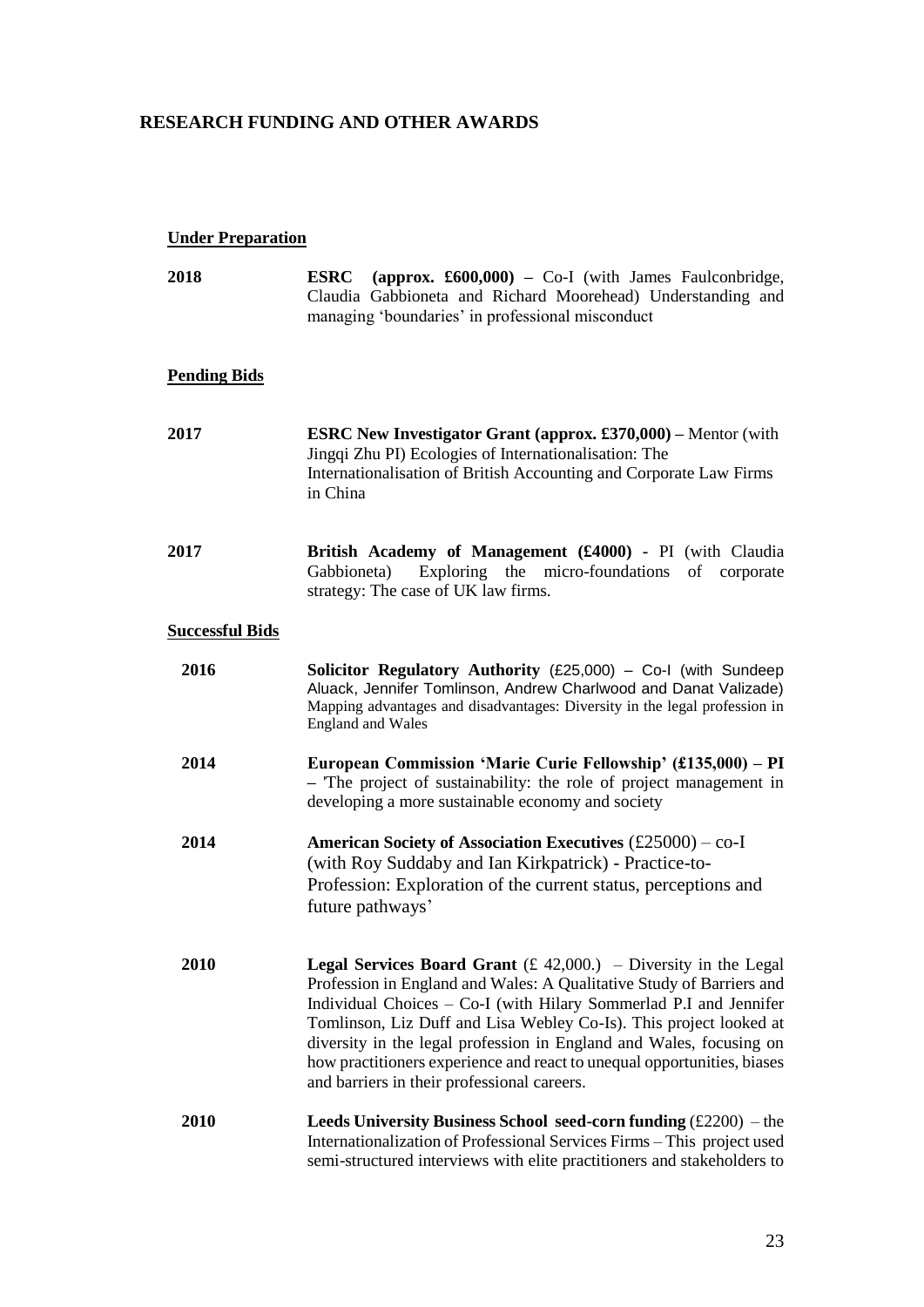## RESEARCH FUNDING AND OTHER AWARDS

### Under Preparation

**2018** **ESRC (approx. £600,000)** – Co-I (with James Faulconbridge, Claudia Gabbioneta and Richard Moorehead) Understanding and managing 'boundaries' in professional misconduct

### Pending Bids

**2017** **ESRC New Investigator Grant (approx. £370,000) –** Mentor (with Jingqi Zhu PI) Ecologies of Internationalisation: The Internationalisation of British Accounting and Corporate Law Firms in China

**2017** **British Academy of Management (£4000) -** PI (with Claudia Gabbioneta) Exploring the micro-foundations of corporate strategy: The case of UK law firms.

### Successful Bids

**2016** **Solicitor Regulatory Authority** (£25,000) – Co-I (with Sundeep Aluack, Jennifer Tomlinson, Andrew Charlwood and Danat Valizade) Mapping advantages and disadvantages: Diversity in the legal profession in England and Wales

**2014** **European Commission 'Marie Curie Fellowship' (£135,000) – PI** – 'The project of sustainability: the role of project management in developing a more sustainable economy and society

**2014** **American Society of Association Executives** (£25000) – co-I (with Roy Suddaby and Ian Kirkpatrick) - Practice-to-Profession: Exploration of the current status, perceptions and future pathways'

**2010** **Legal Services Board Grant** (£ 42,000.) – Diversity in the Legal Profession in England and Wales: A Qualitative Study of Barriers and Individual Choices – Co-I (with Hilary Sommerlad P.I and Jennifer Tomlinson, Liz Duff and Lisa Webley Co-Is). This project looked at diversity in the legal profession in England and Wales, focusing on how practitioners experience and react to unequal opportunities, biases and barriers in their professional careers.

**2010** **Leeds University Business School seed-corn funding** (£2200) – the Internationalization of Professional Services Firms – This project used semi-structured interviews with elite practitioners and stakeholders to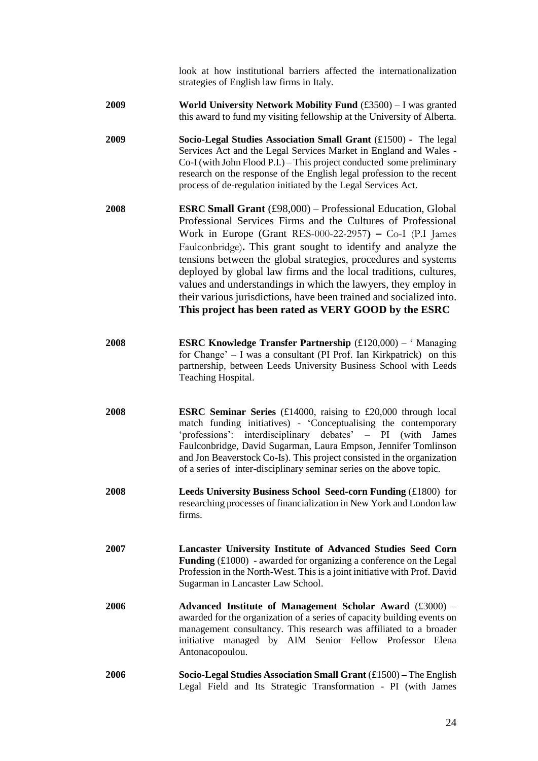look at how institutional barriers affected the internationalization strategies of English law firms in Italy.

**2009** **World University Network Mobility Fund** (£3500) – I was granted this award to fund my visiting fellowship at the University of Alberta.

**2009** **Socio-Legal Studies Association Small Grant** (£1500) **-** The legal Services Act and the Legal Services Market in England and Wales - Co-I (with John Flood P.I.) – This project conducted some preliminary research on the response of the English legal profession to the recent process of de-regulation initiated by the Legal Services Act.

**2008** **ESRC Small Grant** (£98,000) – Professional Education, Global Professional Services Firms and the Cultures of Professional Work in Europe (Grant RES-000-22-2957**) –** Co-I (P.I James Faulconbridge)**.** This grant sought to identify and analyze the tensions between the global strategies, procedures and systems deployed by global law firms and the local traditions, cultures, values and understandings in which the lawyers, they employ in their various jurisdictions, have been trained and socialized into. **This project has been rated as VERY GOOD by the ESRC**

**2008** **ESRC Knowledge Transfer Partnership** (£120,000) – ' Managing for Change' – I was a consultant (PI Prof. Ian Kirkpatrick) on this partnership, between Leeds University Business School with Leeds Teaching Hospital.

**2008** **ESRC Seminar Series** (£14000, raising to £20,000 through local match funding initiatives) - 'Conceptualising the contemporary 'professions': interdisciplinary debates' – PI (with James Faulconbridge, David Sugarman, Laura Empson, Jennifer Tomlinson and Jon Beaverstock Co-Is). This project consisted in the organization of a series of inter-disciplinary seminar series on the above topic.

**2008** **Leeds University Business School Seed-corn Funding** (£1800) for researching processes of financialization in New York and London law firms.

**2007** **Lancaster University Institute of Advanced Studies Seed Corn Funding** (£1000) - awarded for organizing a conference on the Legal Profession in the North-West. This is a joint initiative with Prof. David Sugarman in Lancaster Law School.

**2006** **Advanced Institute of Management Scholar Award** (£3000) – awarded for the organization of a series of capacity building events on management consultancy. This research was affiliated to a broader initiative managed by AIM Senior Fellow Professor Elena Antonacopoulou.

**2006** **Socio-Legal Studies Association Small Grant** (£1500) **–** The English Legal Field and Its Strategic Transformation - PI (with James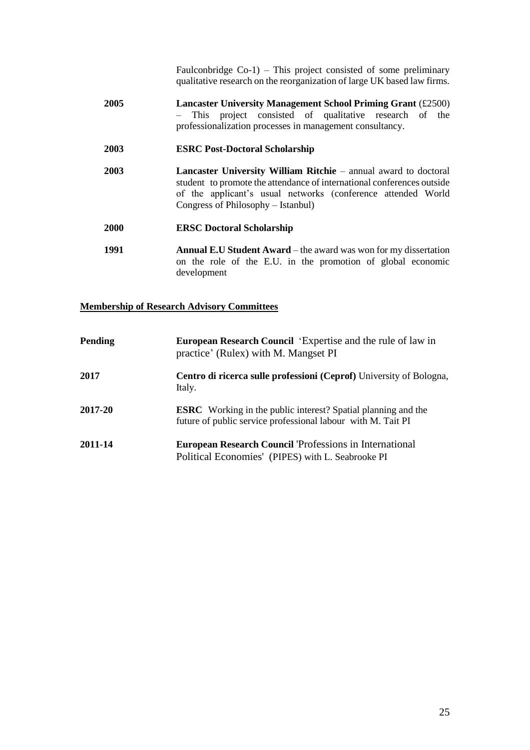Faulconbridge Co-1) – This project consisted of some preliminary qualitative research on the reorganization of large UK based law firms.

**2005** **Lancaster University Management School Priming Grant** (£2500) – This project consisted of qualitative research of the professionalization processes in management consultancy.

**2003** **ESRC Post-Doctoral Scholarship**

**2003** **Lancaster University William Ritchie** – annual award to doctoral student to promote the attendance of international conferences outside of the applicant's usual networks (conference attended World Congress of Philosophy – Istanbul)

**2000** **ERSC Doctoral Scholarship**

**1991** **Annual E.U Student Award** – the award was won for my dissertation on the role of the E.U. in the promotion of global economic development

## Membership of Research Advisory Committees

**Pending** **European Research Council** 'Expertise and the rule of law in practice' (Rulex) with M. Mangset PI

**2017** **Centro di ricerca sulle professioni (Ceprof)** University of Bologna, Italy.

**2017-20** **ESRC** Working in the public interest? Spatial planning and the future of public service professional labour with M. Tait PI

**2011-14** **European Research Council** 'Professions in International Political Economies' (PIPES) with L. Seabrooke PI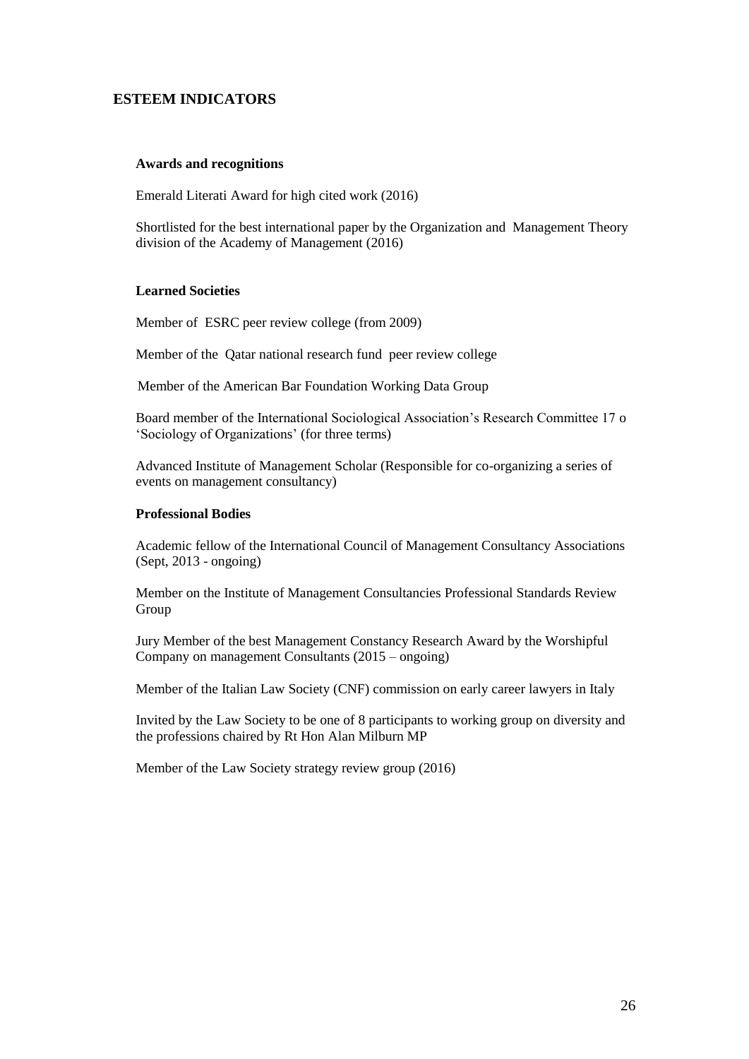## ESTEEM INDICATORS

### Awards and recognitions

Emerald Literati Award for high cited work (2016)

Shortlisted for the best international paper by the Organization and Management Theory division of the Academy of Management (2016)

### Learned Societies

Member of ESRC peer review college (from 2009)

Member of the Qatar national research fund peer review college

Member of the American Bar Foundation Working Data Group

Board member of the International Sociological Association's Research Committee 17 o 'Sociology of Organizations' (for three terms)

Advanced Institute of Management Scholar (Responsible for co-organizing a series of events on management consultancy)

### Professional Bodies

Academic fellow of the International Council of Management Consultancy Associations (Sept, 2013 - ongoing)

Member on the Institute of Management Consultancies Professional Standards Review Group

Jury Member of the best Management Constancy Research Award by the Worshipful Company on management Consultants (2015 – ongoing)

Member of the Italian Law Society (CNF) commission on early career lawyers in Italy

Invited by the Law Society to be one of 8 participants to working group on diversity and the professions chaired by Rt Hon Alan Milburn MP

Member of the Law Society strategy review group (2016)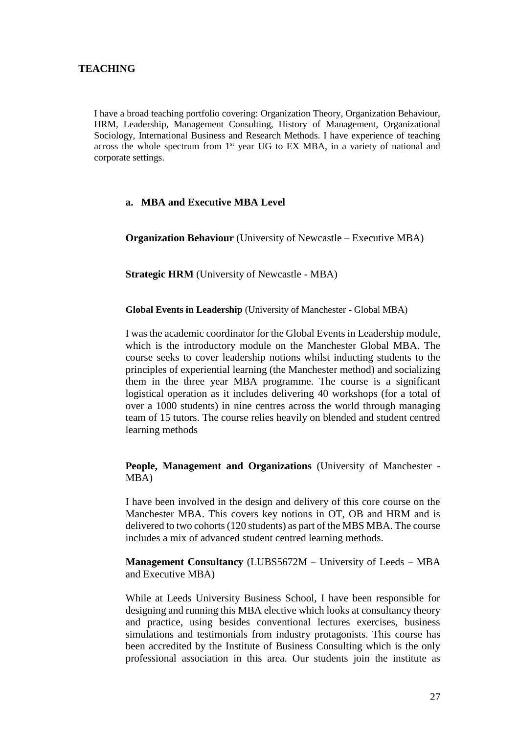## TEACHING

I have a broad teaching portfolio covering: Organization Theory, Organization Behaviour, HRM, Leadership, Management Consulting, History of Management, Organizational Sociology, International Business and Research Methods. I have experience of teaching across the whole spectrum from 1st year UG to EX MBA, in a variety of national and corporate settings.

### a. MBA and Executive MBA Level

**Organization Behaviour** (University of Newcastle – Executive MBA)

**Strategic HRM** (University of Newcastle - MBA)

**Global Events in Leadership** (University of Manchester - Global MBA)

I was the academic coordinator for the Global Events in Leadership module, which is the introductory module on the Manchester Global MBA. The course seeks to cover leadership notions whilst inducting students to the principles of experiential learning (the Manchester method) and socializing them in the three year MBA programme. The course is a significant logistical operation as it includes delivering 40 workshops (for a total of over a 1000 students) in nine centres across the world through managing team of 15 tutors. The course relies heavily on blended and student centred learning methods

**People, Management and Organizations** (University of Manchester - MBA)

I have been involved in the design and delivery of this core course on the Manchester MBA. This covers key notions in OT, OB and HRM and is delivered to two cohorts (120 students) as part of the MBS MBA. The course includes a mix of advanced student centred learning methods.

**Management Consultancy** (LUBS5672M – University of Leeds – MBA and Executive MBA)

While at Leeds University Business School, I have been responsible for designing and running this MBA elective which looks at consultancy theory and practice, using besides conventional lectures exercises, business simulations and testimonials from industry protagonists. This course has been accredited by the Institute of Business Consulting which is the only professional association in this area. Our students join the institute as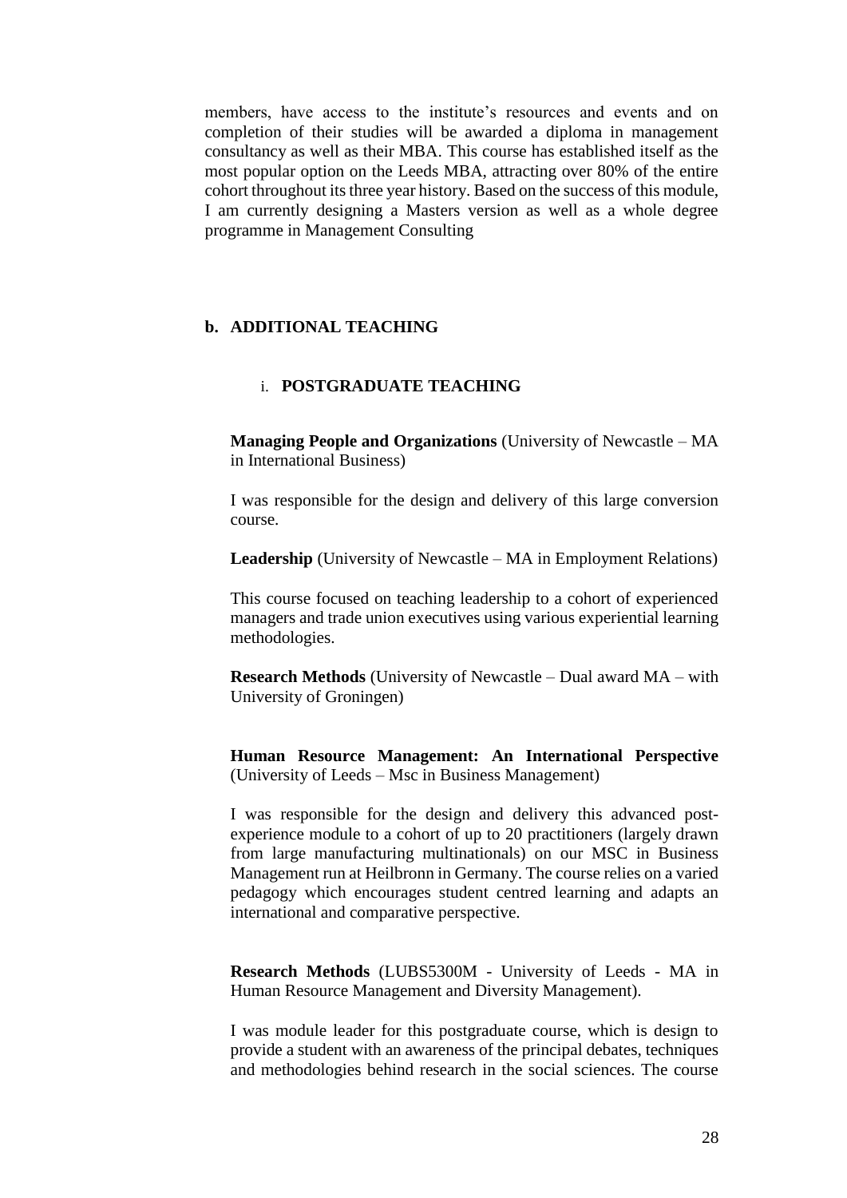members, have access to the institute's resources and events and on completion of their studies will be awarded a diploma in management consultancy as well as their MBA. This course has established itself as the most popular option on the Leeds MBA, attracting over 80% of the entire cohort throughout its three year history. Based on the success of this module, I am currently designing a Masters version as well as a whole degree programme in Management Consulting

## b. ADDITIONAL TEACHING

### i. POSTGRADUATE TEACHING

**Managing People and Organizations** (University of Newcastle – MA in International Business)

I was responsible for the design and delivery of this large conversion course.

**Leadership** (University of Newcastle – MA in Employment Relations)

This course focused on teaching leadership to a cohort of experienced managers and trade union executives using various experiential learning methodologies.

**Research Methods** (University of Newcastle – Dual award MA – with University of Groningen)

**Human Resource Management: An International Perspective** (University of Leeds – Msc in Business Management)

I was responsible for the design and delivery this advanced post-experience module to a cohort of up to 20 practitioners (largely drawn from large manufacturing multinationals) on our MSC in Business Management run at Heilbronn in Germany. The course relies on a varied pedagogy which encourages student centred learning and adapts an international and comparative perspective.

**Research Methods** (LUBS5300M - University of Leeds - MA in Human Resource Management and Diversity Management).

I was module leader for this postgraduate course, which is design to provide a student with an awareness of the principal debates, techniques and methodologies behind research in the social sciences. The course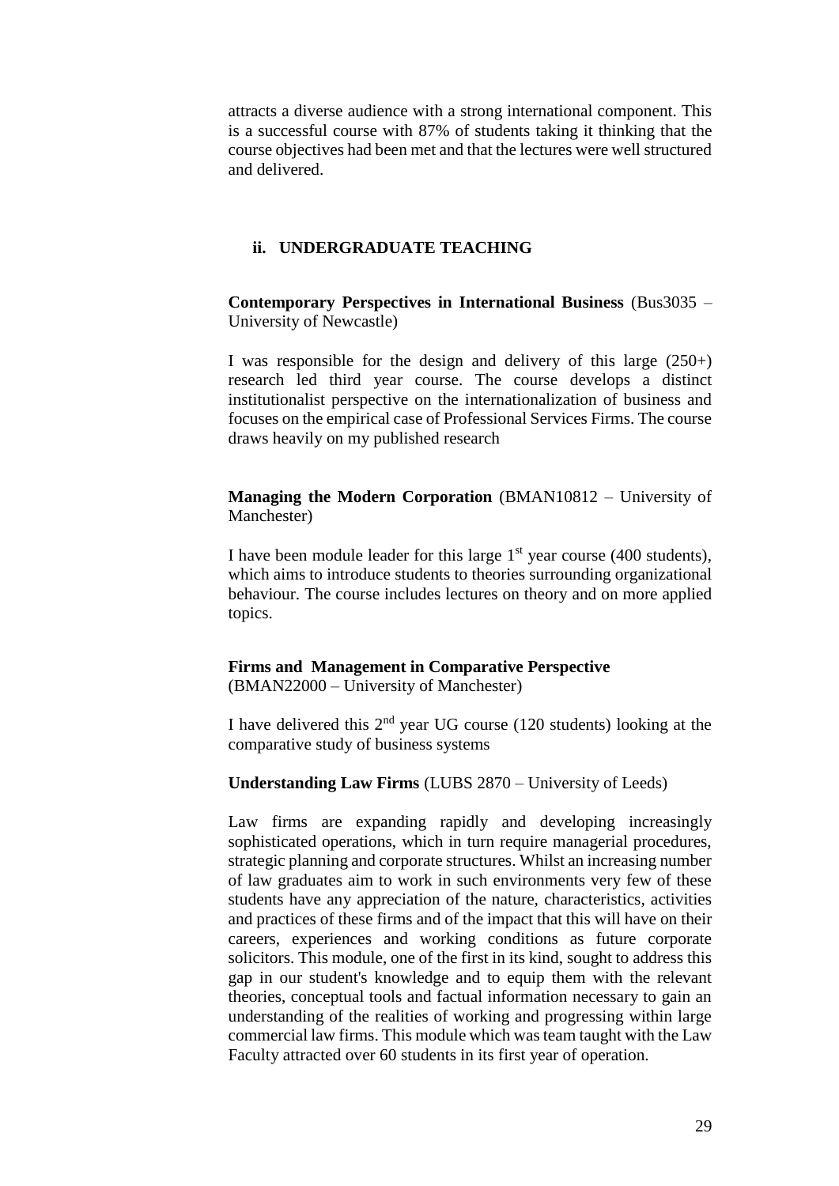attracts a diverse audience with a strong international component. This is a successful course with 87% of students taking it thinking that the course objectives had been met and that the lectures were well structured and delivered.

### ii. UNDERGRADUATE TEACHING

**Contemporary Perspectives in International Business** (Bus3035 – University of Newcastle)

I was responsible for the design and delivery of this large (250+) research led third year course. The course develops a distinct institutionalist perspective on the internationalization of business and focuses on the empirical case of Professional Services Firms. The course draws heavily on my published research

**Managing the Modern Corporation** (BMAN10812 – University of Manchester)

I have been module leader for this large 1st year course (400 students), which aims to introduce students to theories surrounding organizational behaviour. The course includes lectures on theory and on more applied topics.

**Firms and Management in Comparative Perspective**
(BMAN22000 – University of Manchester)

I have delivered this 2nd year UG course (120 students) looking at the comparative study of business systems

**Understanding Law Firms** (LUBS 2870 – University of Leeds)

Law firms are expanding rapidly and developing increasingly sophisticated operations, which in turn require managerial procedures, strategic planning and corporate structures. Whilst an increasing number of law graduates aim to work in such environments very few of these students have any appreciation of the nature, characteristics, activities and practices of these firms and of the impact that this will have on their careers, experiences and working conditions as future corporate solicitors. This module, one of the first in its kind, sought to address this gap in our student's knowledge and to equip them with the relevant theories, conceptual tools and factual information necessary to gain an understanding of the realities of working and progressing within large commercial law firms. This module which was team taught with the Law Faculty attracted over 60 students in its first year of operation.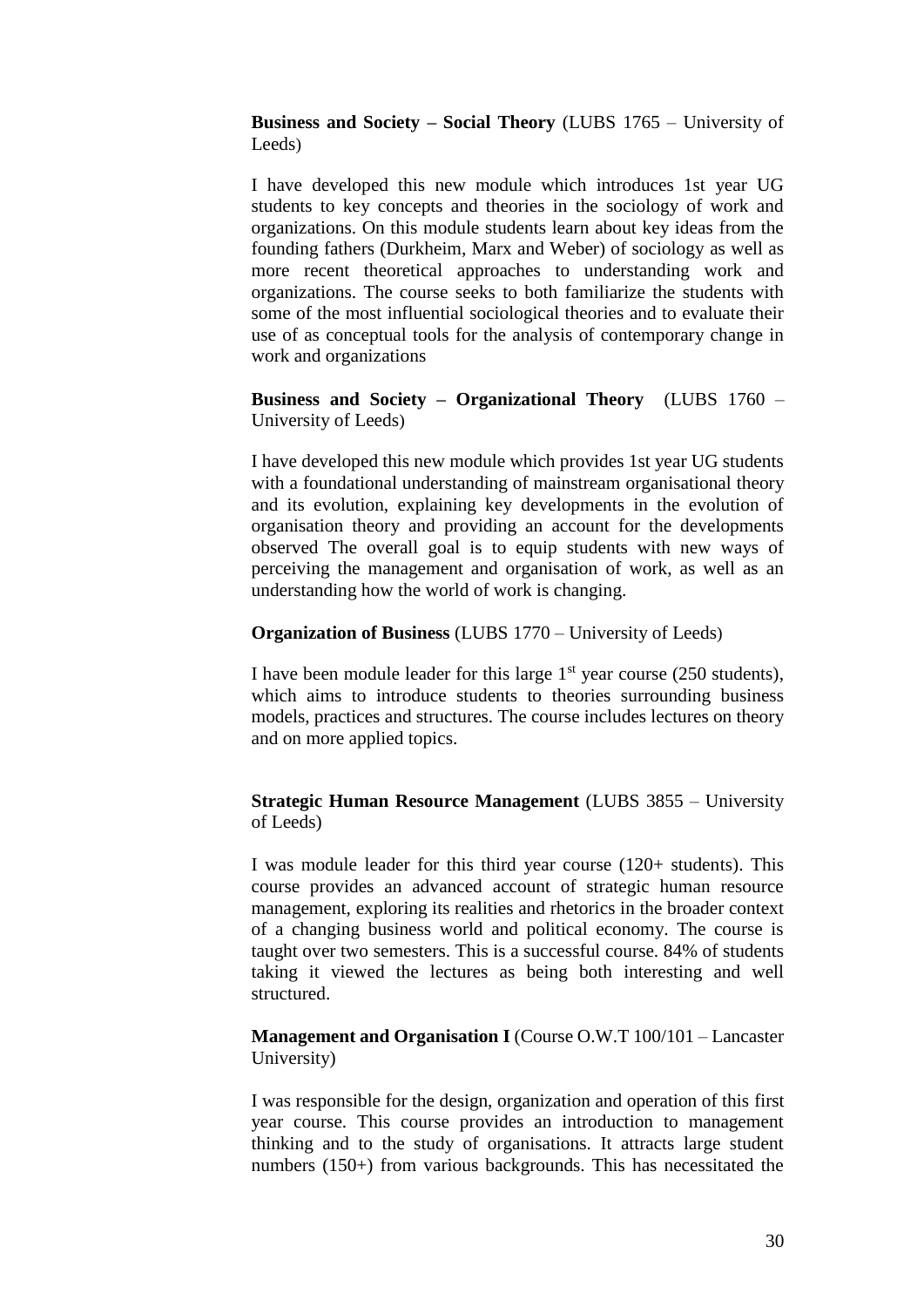**Business and Society – Social Theory** (LUBS 1765 – University of Leeds)

I have developed this new module which introduces 1st year UG students to key concepts and theories in the sociology of work and organizations. On this module students learn about key ideas from the founding fathers (Durkheim, Marx and Weber) of sociology as well as more recent theoretical approaches to understanding work and organizations. The course seeks to both familiarize the students with some of the most influential sociological theories and to evaluate their use of as conceptual tools for the analysis of contemporary change in work and organizations

**Business and Society – Organizational Theory** (LUBS 1760 – University of Leeds)

I have developed this new module which provides 1st year UG students with a foundational understanding of mainstream organisational theory and its evolution, explaining key developments in the evolution of organisation theory and providing an account for the developments observed The overall goal is to equip students with new ways of perceiving the management and organisation of work, as well as an understanding how the world of work is changing.

**Organization of Business** (LUBS 1770 – University of Leeds)

I have been module leader for this large 1st year course (250 students), which aims to introduce students to theories surrounding business models, practices and structures. The course includes lectures on theory and on more applied topics.

**Strategic Human Resource Management** (LUBS 3855 – University of Leeds)

I was module leader for this third year course (120+ students). This course provides an advanced account of strategic human resource management, exploring its realities and rhetorics in the broader context of a changing business world and political economy. The course is taught over two semesters. This is a successful course. 84% of students taking it viewed the lectures as being both interesting and well structured.

**Management and Organisation I** (Course O.W.T 100/101 – Lancaster University)

I was responsible for the design, organization and operation of this first year course. This course provides an introduction to management thinking and to the study of organisations. It attracts large student numbers (150+) from various backgrounds. This has necessitated the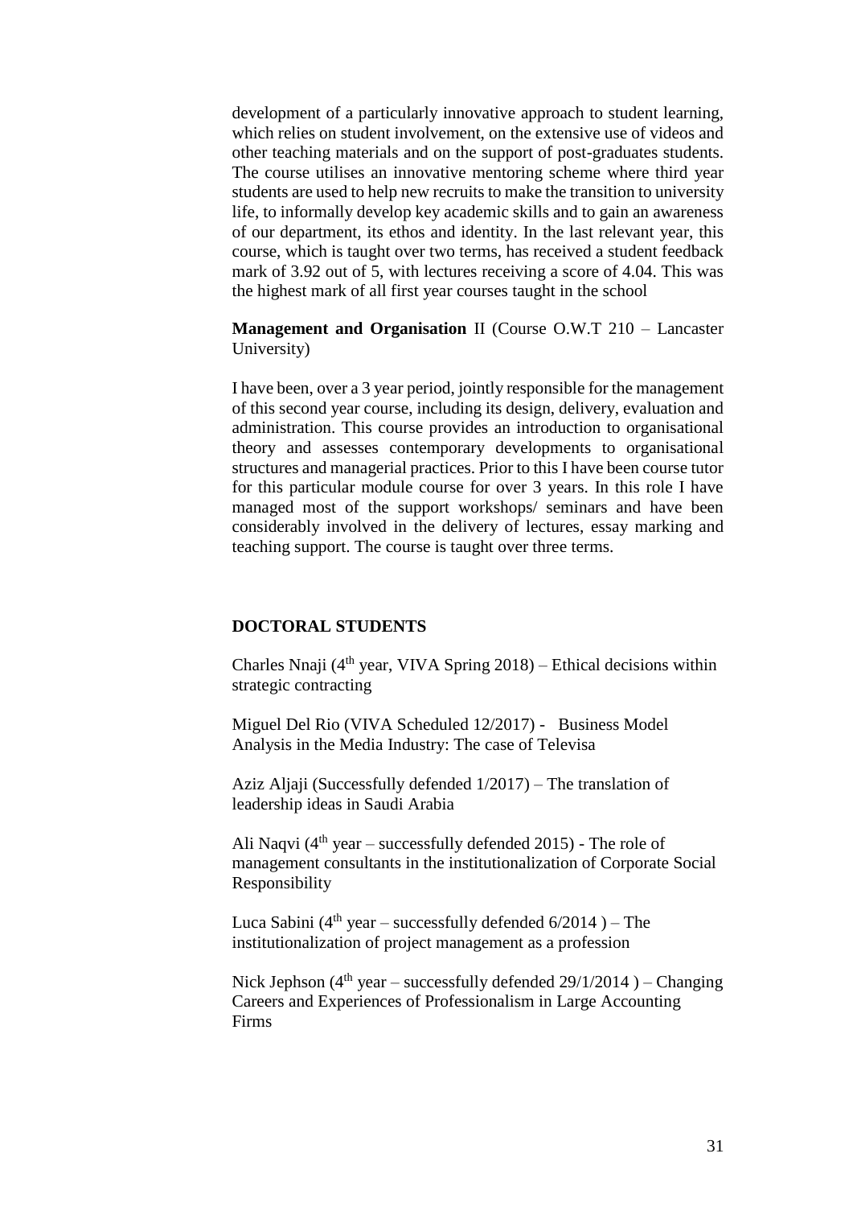development of a particularly innovative approach to student learning, which relies on student involvement, on the extensive use of videos and other teaching materials and on the support of post-graduates students. The course utilises an innovative mentoring scheme where third year students are used to help new recruits to make the transition to university life, to informally develop key academic skills and to gain an awareness of our department, its ethos and identity. In the last relevant year, this course, which is taught over two terms, has received a student feedback mark of 3.92 out of 5, with lectures receiving a score of 4.04. This was the highest mark of all first year courses taught in the school

**Management and Organisation** II (Course O.W.T 210 – Lancaster University)

I have been, over a 3 year period, jointly responsible for the management of this second year course, including its design, delivery, evaluation and administration. This course provides an introduction to organisational theory and assesses contemporary developments to organisational structures and managerial practices. Prior to this I have been course tutor for this particular module course for over 3 years. In this role I have managed most of the support workshops/ seminars and have been considerably involved in the delivery of lectures, essay marking and teaching support. The course is taught over three terms.

**DOCTORAL STUDENTS**

Charles Nnaji (4th year, VIVA Spring 2018) – Ethical decisions within strategic contracting

Miguel Del Rio (VIVA Scheduled 12/2017) - Business Model Analysis in the Media Industry: The case of Televisa

Aziz Aljaji (Successfully defended 1/2017) – The translation of leadership ideas in Saudi Arabia

Ali Naqvi (4th year – successfully defended 2015) - The role of management consultants in the institutionalization of Corporate Social Responsibility

Luca Sabini (4th year – successfully defended 6/2014 ) – The institutionalization of project management as a profession

Nick Jephson (4th year – successfully defended 29/1/2014 ) – Changing Careers and Experiences of Professionalism in Large Accounting Firms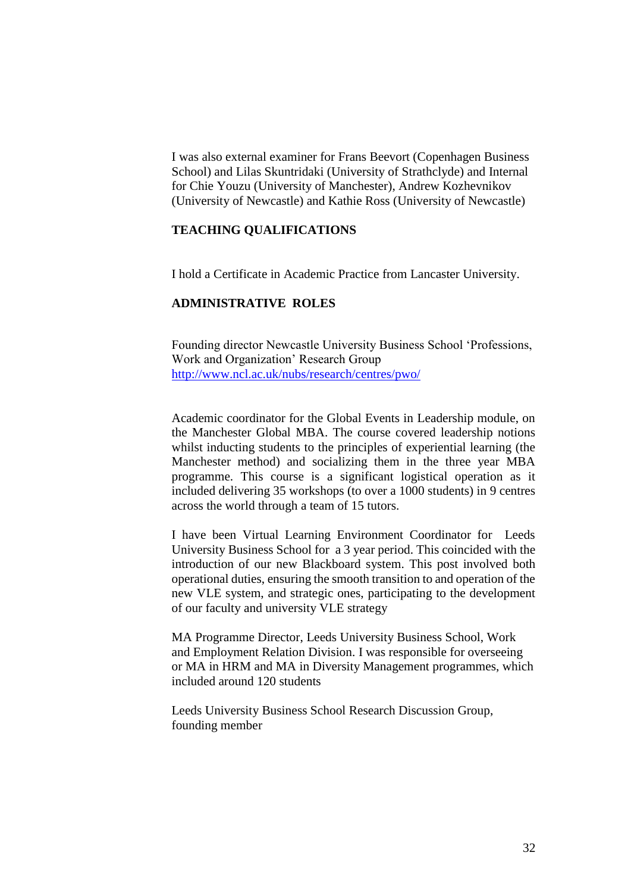I was also external examiner for Frans Beevort (Copenhagen Business School) and Lilas Skuntridaki (University of Strathclyde) and Internal for Chie Youzu (University of Manchester), Andrew Kozhevnikov (University of Newcastle) and Kathie Ross (University of Newcastle)

## TEACHING QUALIFICATIONS

I hold a Certificate in Academic Practice from Lancaster University.

## ADMINISTRATIVE ROLES

Founding director Newcastle University Business School 'Professions, Work and Organization' Research Group
http://www.ncl.ac.uk/nubs/research/centres/pwo/

Academic coordinator for the Global Events in Leadership module, on the Manchester Global MBA. The course covered leadership notions whilst inducting students to the principles of experiential learning (the Manchester method) and socializing them in the three year MBA programme. This course is a significant logistical operation as it included delivering 35 workshops (to over a 1000 students) in 9 centres across the world through a team of 15 tutors.

I have been Virtual Learning Environment Coordinator for Leeds University Business School for a 3 year period. This coincided with the introduction of our new Blackboard system. This post involved both operational duties, ensuring the smooth transition to and operation of the new VLE system, and strategic ones, participating to the development of our faculty and university VLE strategy

MA Programme Director, Leeds University Business School, Work and Employment Relation Division. I was responsible for overseeing or MA in HRM and MA in Diversity Management programmes, which included around 120 students

Leeds University Business School Research Discussion Group, founding member